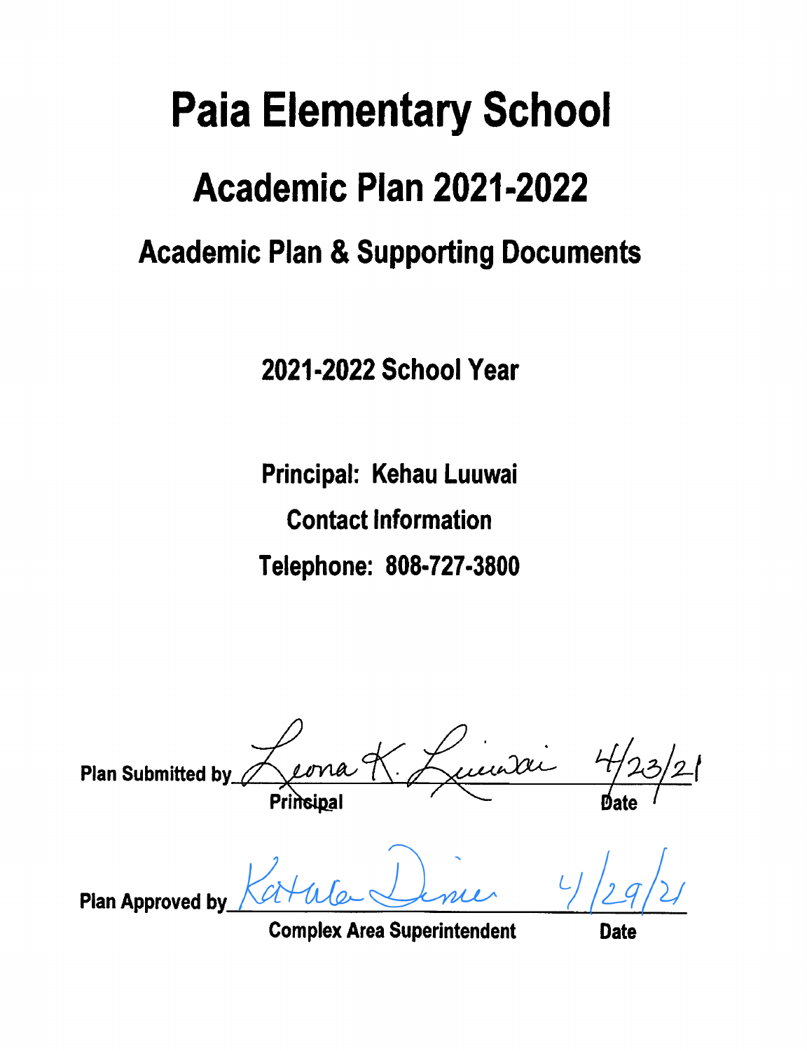# Paia Elementary School

## Academic Plan 2021-2022

### Academic Plan & Supporting Documents

**2021-2022 School Year**

**Principal: Kehau Luuwai**

**Contact Information**

**Telephone: 808-727-3800**

**Plan Submitted by** Leona K. Luuwai 4/23/21
Principal Date

**Plan Approved by** Katala Dinie 4/29/21
Complex Area Superintendent Date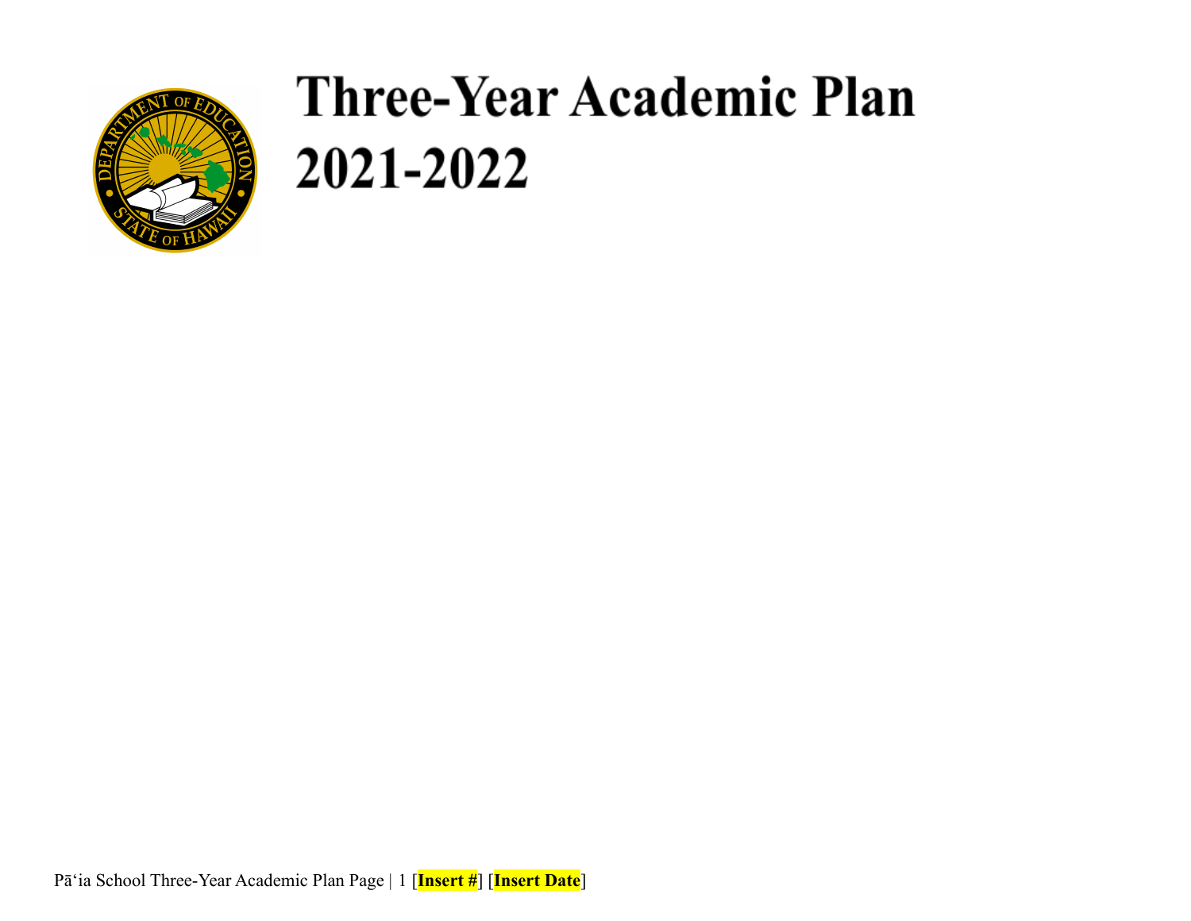# Three-Year Academic Plan 2021-2022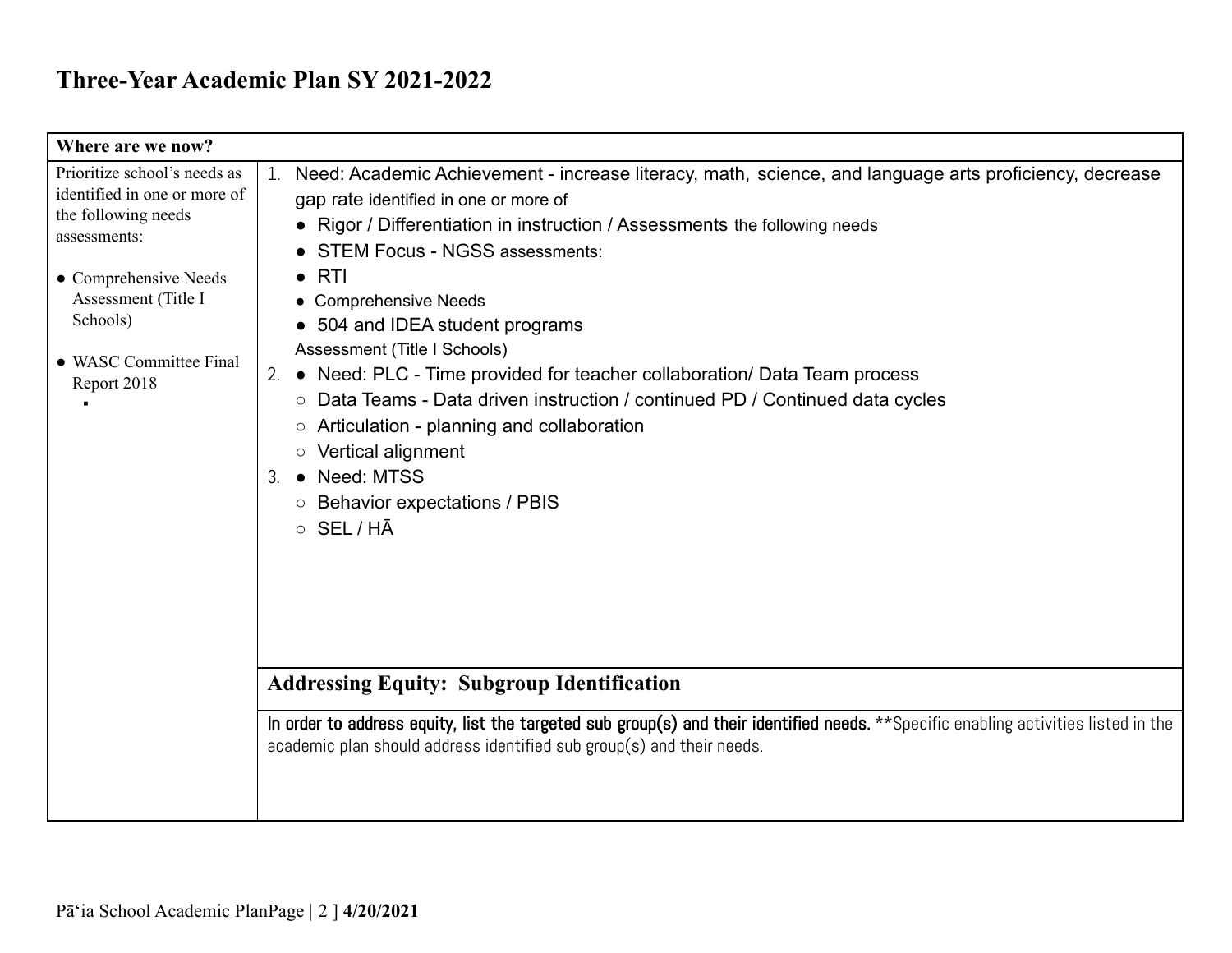# Three-Year Academic Plan SY 2021-2022

| Where are we now? | |
|---|---|
| Prioritize school's needs as identified in one or more of the following needs assessments:<br><br>● Comprehensive Needs Assessment (Title I Schools)<br><br>● WASC Committee Final Report 2018<br>▪ | 1. Need: Academic Achievement - increase literacy, math, science, and language arts proficiency, decrease gap rate identified in one or more of<br>● Rigor / Differentiation in instruction / Assessments the following needs<br>● STEM Focus - NGSS assessments:<br>● RTI<br>● Comprehensive Needs<br>● 504 and IDEA student programs<br>Assessment (Title I Schools)<br>2. ● Need: PLC - Time provided for teacher collaboration/ Data Team process<br>○ Data Teams - Data driven instruction / continued PD / Continued data cycles<br>○ Articulation - planning and collaboration<br>○ Vertical alignment<br>3. ● Need: MTSS<br>○ Behavior expectations / PBIS<br>○ SEL / HĀ |
| | **Addressing Equity: Subgroup Identification** |
| | **In order to address equity, list the targeted sub group(s) and their identified needs.** **Specific enabling activities listed in the academic plan should address identified sub group(s) and their needs. |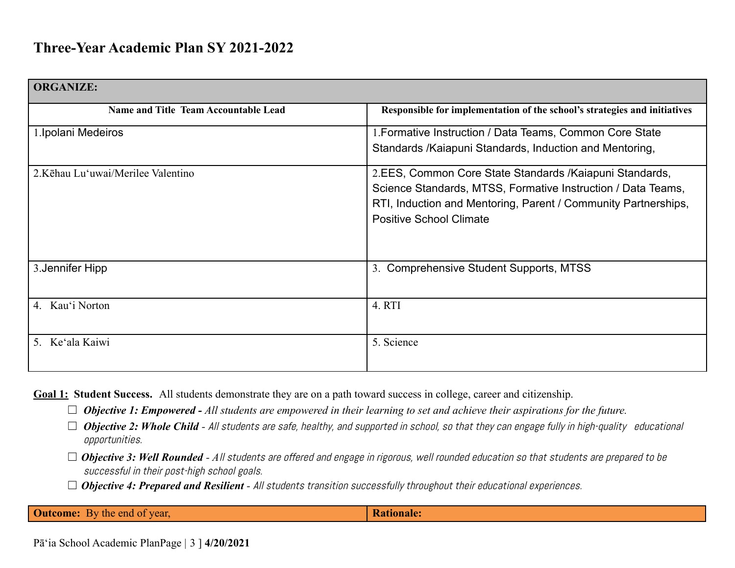# Three-Year Academic Plan SY 2021-2022

| ORGANIZE: | |
|---|---|
| **Name and Title Team Accountable Lead** | **Responsible for implementation of the school's strategies and initiatives** |
| 1.Ipolani Medeiros | 1.Formative Instruction / Data Teams, Common Core State Standards /Kaiapuni Standards, Induction and Mentoring, |
| 2.Kēhau Lu'uwai/Merilee Valentino | 2.EES, Common Core State Standards /Kaiapuni Standards, Science Standards, MTSS, Formative Instruction / Data Teams, RTI, Induction and Mentoring, Parent / Community Partnerships, Positive School Climate |
| 3.Jennifer Hipp | 3. Comprehensive Student Supports, MTSS |
| 4. Kau'i Norton | 4. RTI |
| 5. Ke'ala Kaiwi | 5. Science |

**Goal 1: Student Success.** All students demonstrate they are on a path toward success in college, career and citizenship.

- ☐ ***Objective 1: Empowered -*** *All students are empowered in their learning to set and achieve their aspirations for the future.*
- ☐ ***Objective 2: Whole Child*** *- All students are safe, healthy, and supported in school, so that they can engage fully in high-quality educational opportunities.*
- ☐ ***Objective 3: Well Rounded*** *- All students are offered and engage in rigorous, well rounded education so that students are prepared to be successful in their post-high school goals.*
- ☐ ***Objective 4: Prepared and Resilient*** *- All students transition successfully throughout their educational experiences.*

| **Outcome:** By the end of year, | **Rationale:** |
|---|---|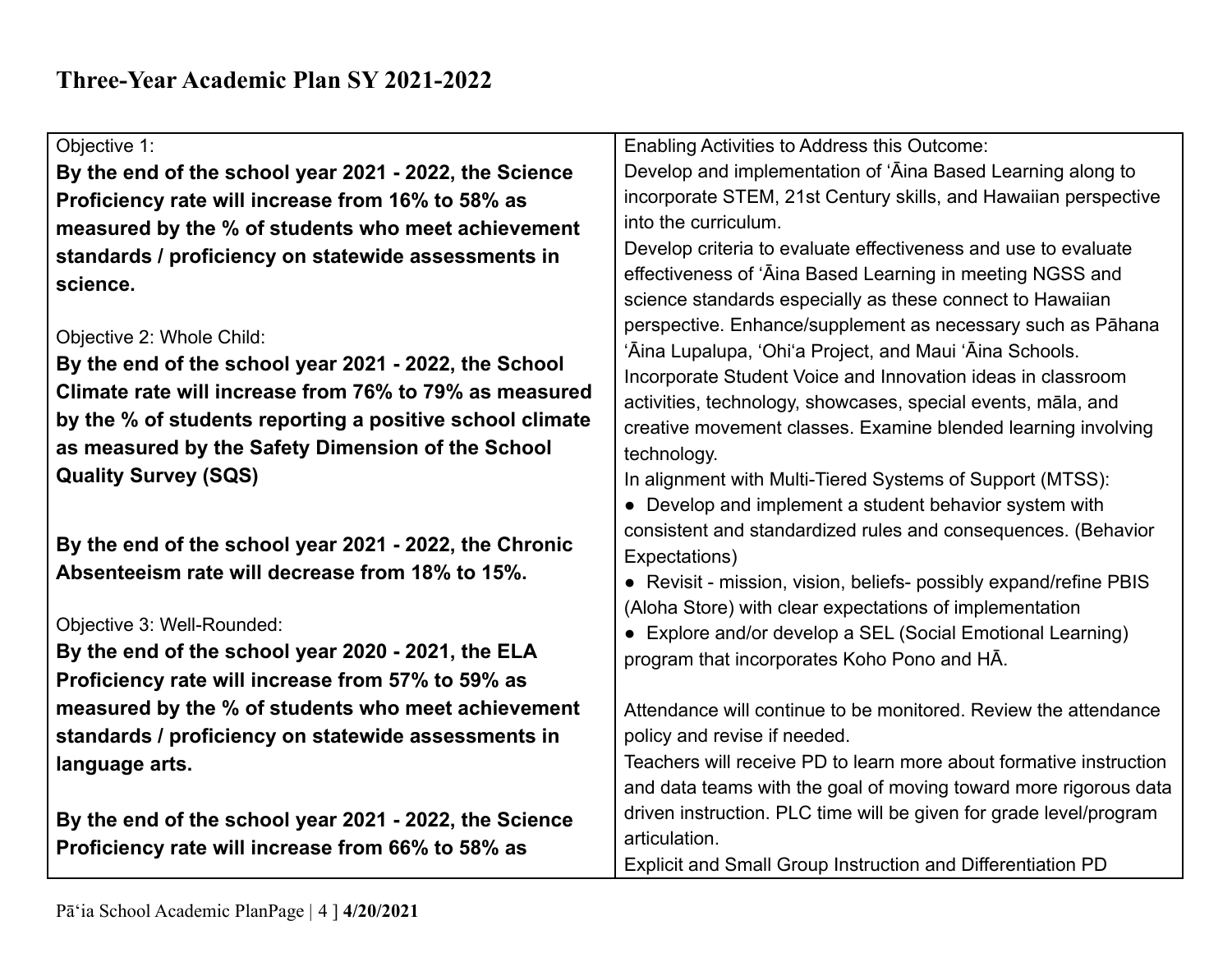# Three-Year Academic Plan SY 2021-2022

| Objective 1:<br>**By the end of the school year 2021 - 2022, the Science Proficiency rate will increase from 16% to 58% as measured by the % of students who meet achievement standards / proficiency on statewide assessments in science.**<br><br>Objective 2: Whole Child:<br>**By the end of the school year 2021 - 2022, the School Climate rate will increase from 76% to 79% as measured by the % of students reporting a positive school climate as measured by the Safety Dimension of the School Quality Survey (SQS)**<br><br>**By the end of the school year 2021 - 2022, the Chronic Absenteeism rate will decrease from 18% to 15%.**<br><br>Objective 3: Well-Rounded:<br>**By the end of the school year 2020 - 2021, the ELA Proficiency rate will increase from 57% to 59% as measured by the % of students who meet achievement standards / proficiency on statewide assessments in language arts.**<br><br>**By the end of the school year 2021 - 2022, the Science Proficiency rate will increase from 66% to 58% as** | Enabling Activities to Address this Outcome:<br>Develop and implementation of ʻĀina Based Learning along to incorporate STEM, 21st Century skills, and Hawaiian perspective into the curriculum.<br>Develop criteria to evaluate effectiveness and use to evaluate effectiveness of ʻĀina Based Learning in meeting NGSS and science standards especially as these connect to Hawaiian perspective. Enhance/supplement as necessary such as Pāhana ʻĀina Lupalupa, ʻOhiʻa Project, and Maui ʻĀina Schools.<br>Incorporate Student Voice and Innovation ideas in classroom activities, technology, showcases, special events, māla, and creative movement classes. Examine blended learning involving technology.<br>In alignment with Multi-Tiered Systems of Support (MTSS):<br>● Develop and implement a student behavior system with consistent and standardized rules and consequences. (Behavior Expectations)<br>● Revisit - mission, vision, beliefs- possibly expand/refine PBIS (Aloha Store) with clear expectations of implementation<br>● Explore and/or develop a SEL (Social Emotional Learning) program that incorporates Koho Pono and HĀ.<br><br>Attendance will continue to be monitored. Review the attendance policy and revise if needed.<br>Teachers will receive PD to learn more about formative instruction and data teams with the goal of moving toward more rigorous data driven instruction. PLC time will be given for grade level/program articulation.<br>Explicit and Small Group Instruction and Differentiation PD |
|---|---|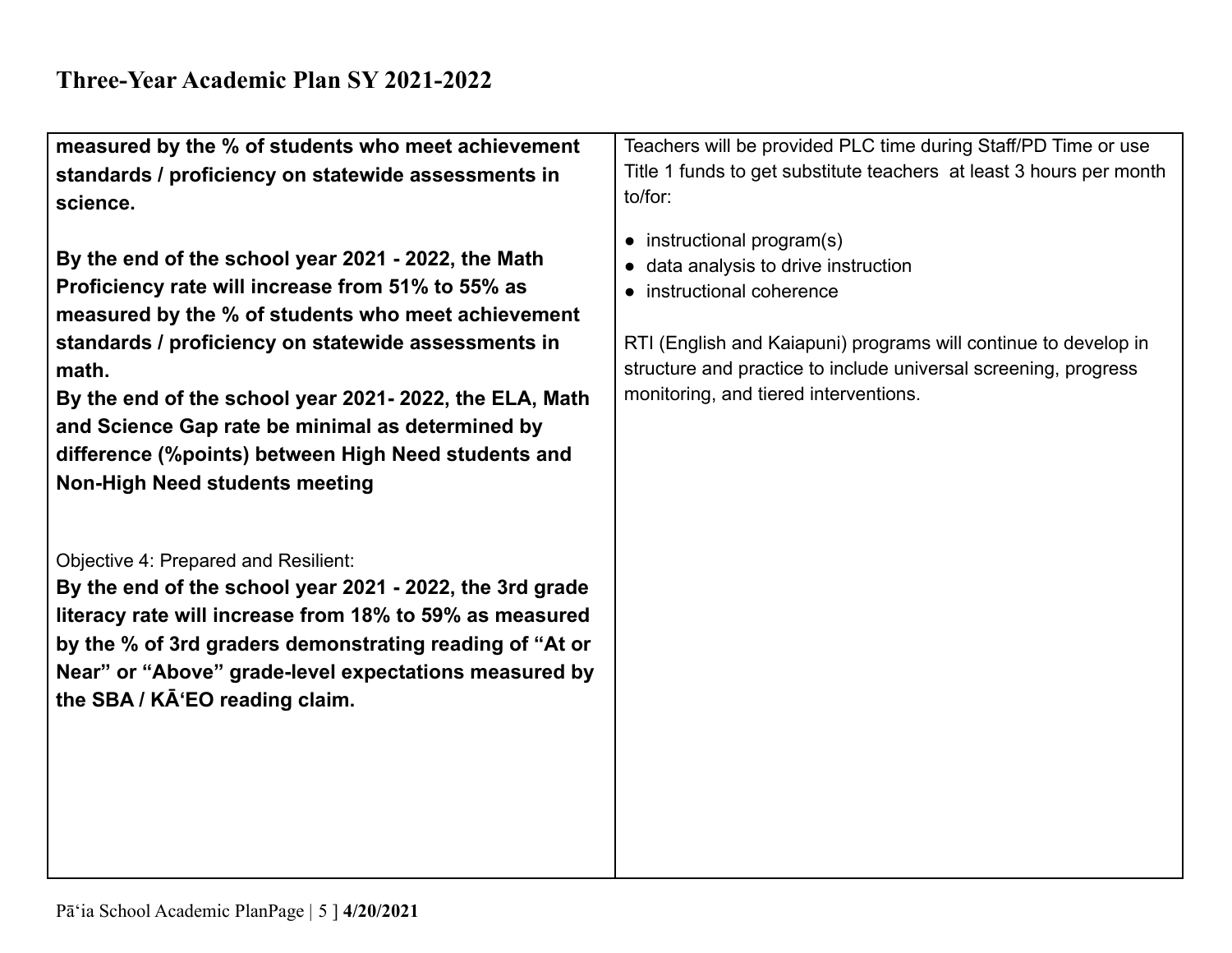| | |
|---|---|
| **measured by the % of students who meet achievement standards / proficiency on statewide assessments in science.**<br><br>**By the end of the school year 2021 - 2022, the Math Proficiency rate will increase from 51% to 55% as measured by the % of students who meet achievement standards / proficiency on statewide assessments in math.**<br>**By the end of the school year 2021- 2022, the ELA, Math and Science Gap rate be minimal as determined by difference (%points) between High Need students and Non-High Need students meeting**<br><br>Objective 4: Prepared and Resilient:<br>**By the end of the school year 2021 - 2022, the 3rd grade literacy rate will increase from 18% to 59% as measured by the % of 3rd graders demonstrating reading of "At or Near" or "Above" grade-level expectations measured by the SBA / KĀʻEO reading claim.** | Teachers will be provided PLC time during Staff/PD Time or use Title 1 funds to get substitute teachers at least 3 hours per month to/for:<br><br>● instructional program(s)<br>● data analysis to drive instruction<br>● instructional coherence<br><br>RTI (English and Kaiapuni) programs will continue to develop in structure and practice to include universal screening, progress monitoring, and tiered interventions. |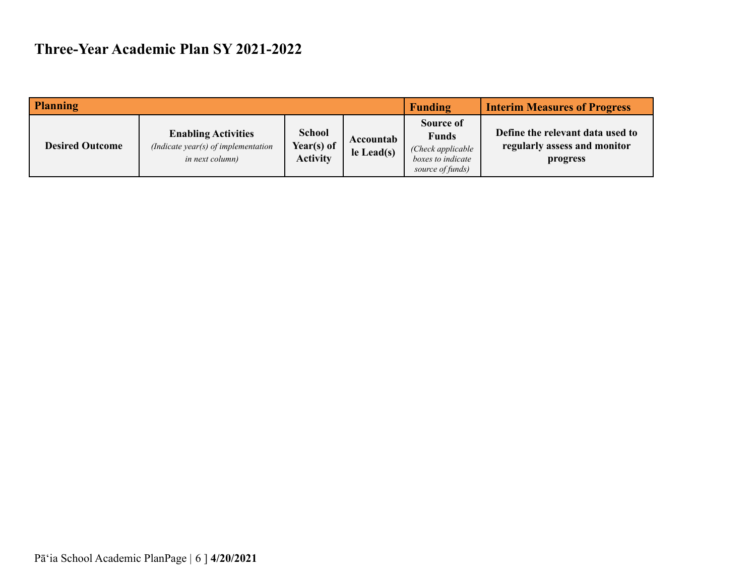# Three-Year Academic Plan SY 2021-2022

| Planning | | | | Funding | Interim Measures of Progress |
|---|---|---|---|---|---|
| **Desired Outcome** | **Enabling Activities** *(Indicate year(s) of implementation in next column)* | **School Year(s) of Activity** | **Accountable Lead(s)** | **Source of Funds** *(Check applicable boxes to indicate source of funds)* | **Define the relevant data used to regularly assess and monitor progress** |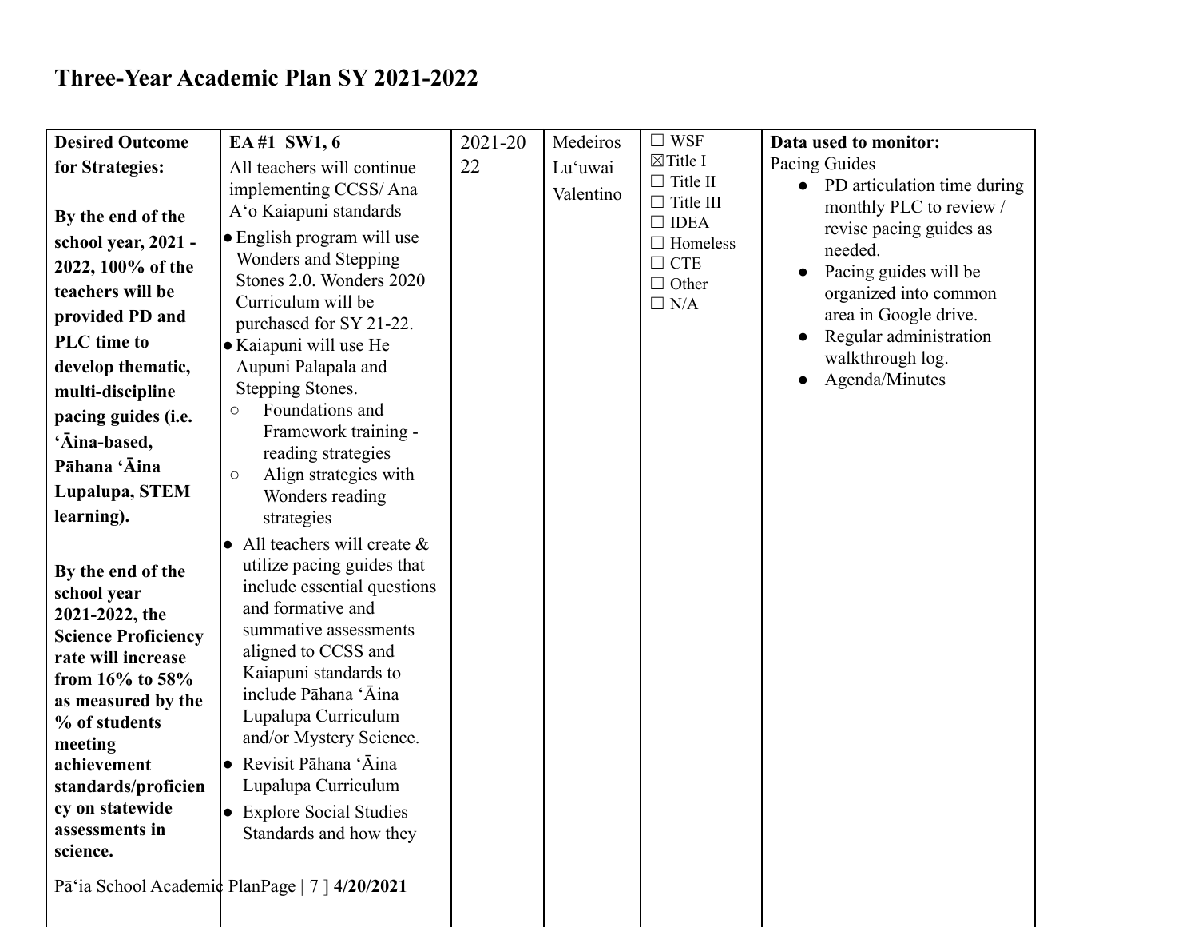# Three-Year Academic Plan SY 2021-2022

| | | | | | |
|---|---|---|---|---|---|
| **Desired Outcome for Strategies:**<br><br>**By the end of the school year, 2021 - 2022, 100% of the teachers will be provided PD and PLC time to develop thematic, multi-discipline pacing guides (i.e. ʻĀina-based, Pāhana ʻĀina Lupalupa, STEM learning).**<br><br>**By the end of the school year 2021-2022, the Science Proficiency rate will increase from 16% to 58% as measured by the % of students meeting achievement standards/proficiency on statewide assessments in science.** | **EA #1 SW1, 6**<br>All teachers will continue implementing CCSS/ Ana Aʻo Kaiapuni standards<br>• English program will use Wonders and Stepping Stones 2.0. Wonders 2020 Curriculum will be purchased for SY 21-22.<br>• Kaiapuni will use He Aupuni Palapala and Stepping Stones.<br>&nbsp;&nbsp;○ Foundations and Framework training - reading strategies<br>&nbsp;&nbsp;○ Align strategies with Wonders reading strategies<br>• All teachers will create & utilize pacing guides that include essential questions and formative and summative assessments aligned to CCSS and Kaiapuni standards to include Pāhana ʻĀina Lupalupa Curriculum and/or Mystery Science.<br>• Revisit Pāhana ʻĀina Lupalupa Curriculum<br>• Explore Social Studies Standards and how they | 2021-2022 | Medeiros<br>Luʻuwai<br>Valentino | ☐ WSF<br>☒ Title I<br>☐ Title II<br>☐ Title III<br>☐ IDEA<br>☐ Homeless<br>☐ CTE<br>☐ Other<br>☐ N/A | **Data used to monitor:**<br>Pacing Guides<br>• PD articulation time during monthly PLC to review / revise pacing guides as needed.<br>• Pacing guides will be organized into common area in Google drive.<br>• Regular administration walkthrough log.<br>• Agenda/Minutes |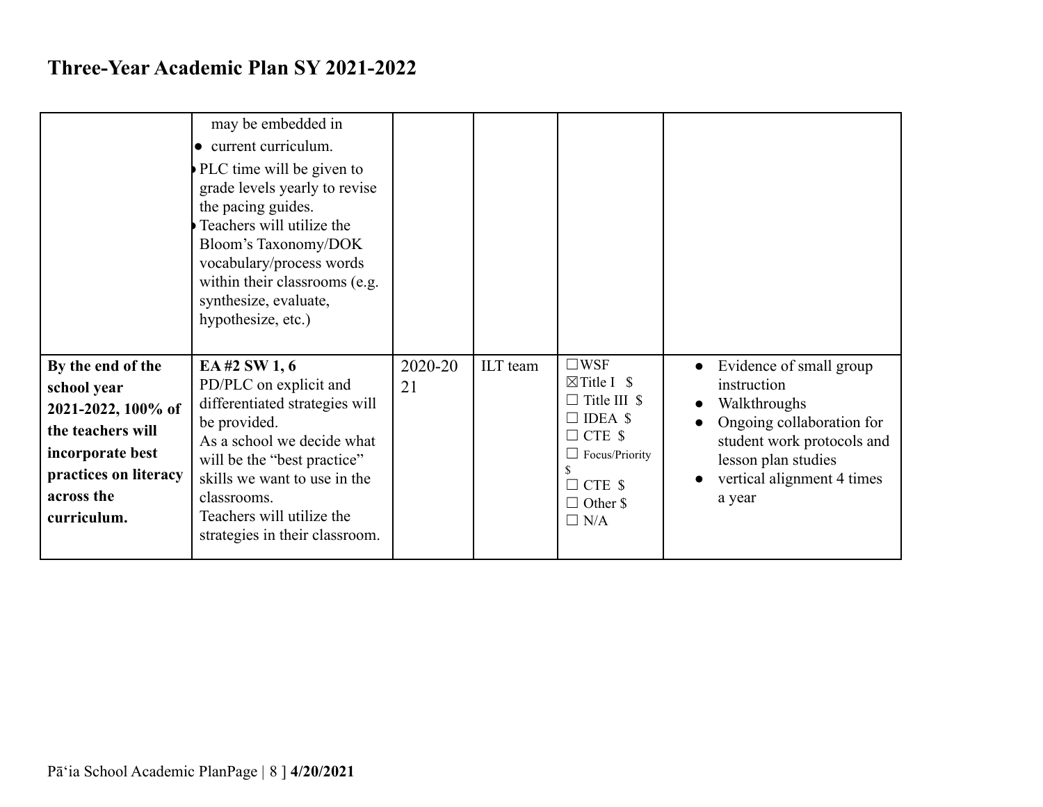# Three-Year Academic Plan SY 2021-2022

| | | | | | |
|---|---|---|---|---|---|
| | may be embedded in<br>● current curriculum.<br>● PLC time will be given to grade levels yearly to revise the pacing guides.<br>● Teachers will utilize the Bloom's Taxonomy/DOK vocabulary/process words within their classrooms (e.g. synthesize, evaluate, hypothesize, etc.) | | | | |
| **By the end of the school year 2021-2022, 100% of the teachers will incorporate best practices on literacy across the curriculum.** | **EA #2 SW 1, 6**<br>PD/PLC on explicit and differentiated strategies will be provided.<br>As a school we decide what will be the "best practice" skills we want to use in the classrooms.<br>Teachers will utilize the strategies in their classroom. | 2020-2021 | ILT team | ☐WSF<br>☒Title I $<br>☐ Title III $<br>☐ IDEA $<br>☐ CTE $<br>☐ Focus/Priority $<br>☐ CTE $<br>☐ Other $<br>☐ N/A | ● Evidence of small group instruction<br>● Walkthroughs<br>● Ongoing collaboration for student work protocols and lesson plan studies<br>● vertical alignment 4 times a year |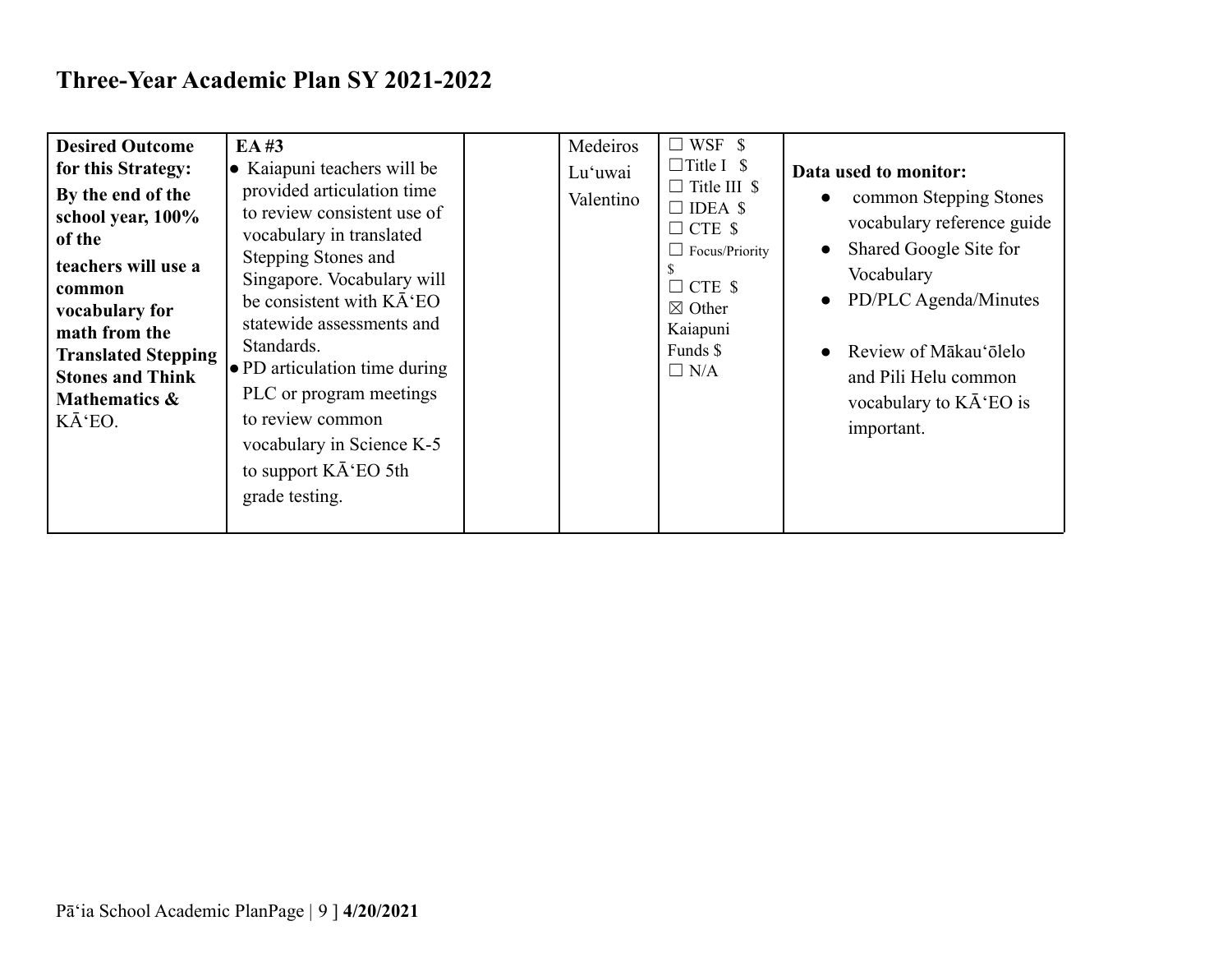# Three-Year Academic Plan SY 2021-2022

| | | | | | |
|---|---|---|---|---|---|
| **Desired Outcome for this Strategy: By the end of the school year, 100% of the teachers will use a common vocabulary for math from the Translated Stepping Stones and Think Mathematics &** KĀʻEO. | **EA #3**<br>● Kaiapuni teachers will be provided articulation time to review consistent use of vocabulary in translated Stepping Stones and Singapore. Vocabulary will be consistent with KĀʻEO statewide assessments and Standards.<br>● PD articulation time during PLC or program meetings to review common vocabulary in Science K-5 to support KĀʻEO 5th grade testing. | | Medeiros<br>Luʻuwai<br>Valentino | ☐ WSF $<br>☐ Title I $<br>☐ Title III $<br>☐ IDEA $<br>☐ CTE $<br>☐ Focus/Priority $<br>☐ CTE $<br>☒ Other Kaiapuni Funds $<br>☐ N/A | **Data used to monitor:**<br>● common Stepping Stones vocabulary reference guide<br>● Shared Google Site for Vocabulary<br>● PD/PLC Agenda/Minutes<br>● Review of Mākauʻōlelo and Pili Helu common vocabulary to KĀʻEO is important. |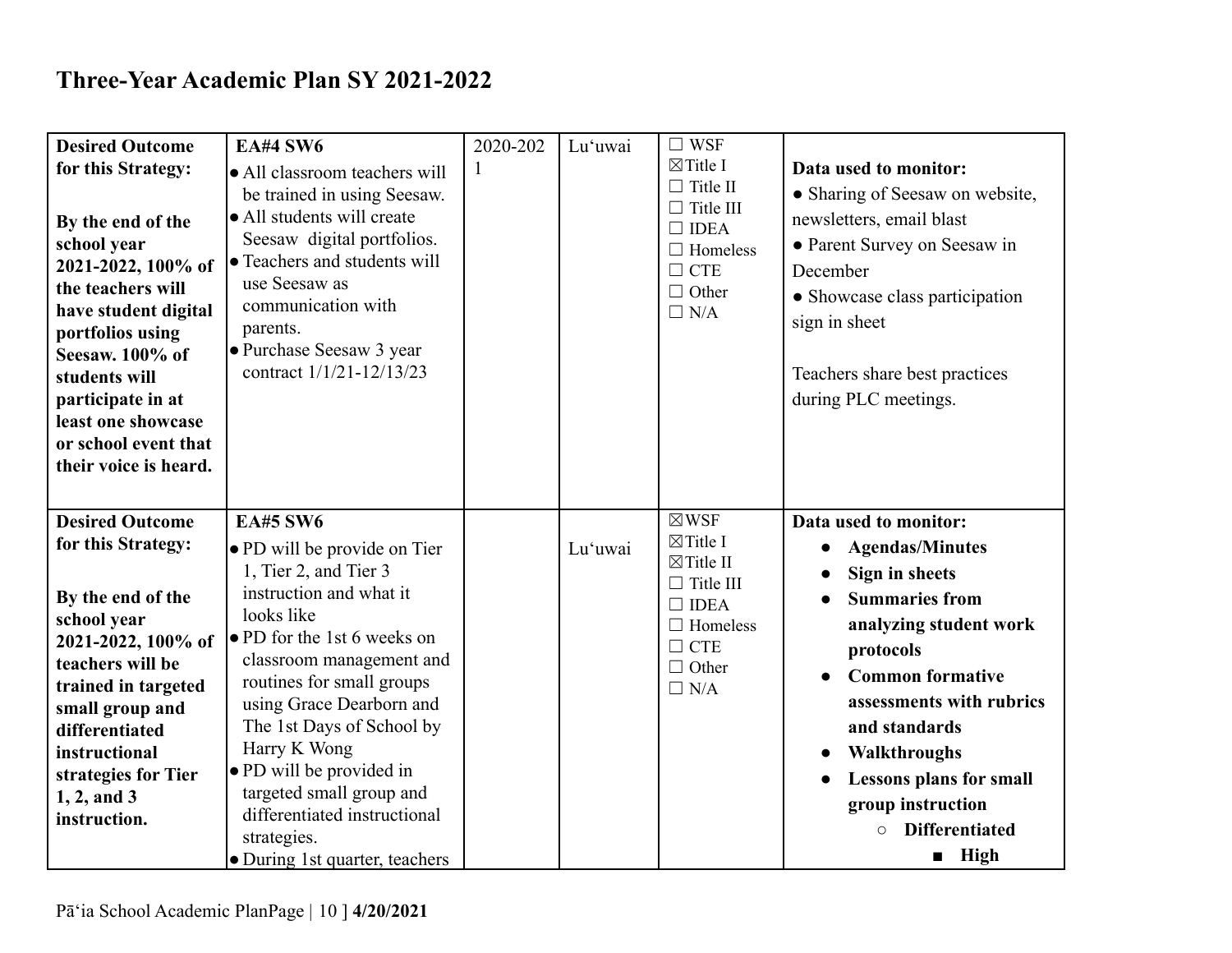# Three-Year Academic Plan SY 2021-2022

| | | | | | |
|---|---|---|---|---|---|
| **Desired Outcome for this Strategy:**<br><br>**By the end of the school year 2021-2022, 100% of the teachers will have student digital portfolios using Seesaw. 100% of students will participate in at least one showcase or school event that their voice is heard.** | **EA#4 SW6**<br>● All classroom teachers will be trained in using Seesaw.<br>● All students will create Seesaw digital portfolios.<br>● Teachers and students will use Seesaw as communication with parents.<br>● Purchase Seesaw 3 year contract 1/1/21-12/13/23 | 2020-2021 | Lu'uwai | ☐ WSF<br>☒ Title I<br>☐ Title II<br>☐ Title III<br>☐ IDEA<br>☐ Homeless<br>☐ CTE<br>☐ Other<br>☐ N/A | **Data used to monitor:**<br>● Sharing of Seesaw on website, newsletters, email blast<br>● Parent Survey on Seesaw in December<br>● Showcase class participation sign in sheet<br><br>Teachers share best practices during PLC meetings. |
| **Desired Outcome for this Strategy:**<br><br>**By the end of the school year 2021-2022, 100% of teachers will be trained in targeted small group and differentiated instructional strategies for Tier 1, 2, and 3 instruction.** | **EA#5 SW6**<br>● PD will be provide on Tier 1, Tier 2, and Tier 3 instruction and what it looks like<br>● PD for the 1st 6 weeks on classroom management and routines for small groups using Grace Dearborn and The 1st Days of School by Harry K Wong<br>● PD will be provided in targeted small group and differentiated instructional strategies.<br>● During 1st quarter, teachers | | Lu'uwai | ☒ WSF<br>☒ Title I<br>☒ Title II<br>☐ Title III<br>☐ IDEA<br>☐ Homeless<br>☐ CTE<br>☐ Other<br>☐ N/A | **Data used to monitor:**<br>● **Agendas/Minutes**<br>● **Sign in sheets**<br>● **Summaries from analyzing student work protocols**<br>● **Common formative assessments with rubrics and standards**<br>● **Walkthroughs**<br>● **Lessons plans for small group instruction**<br>○ **Differentiated**<br>■ **High** |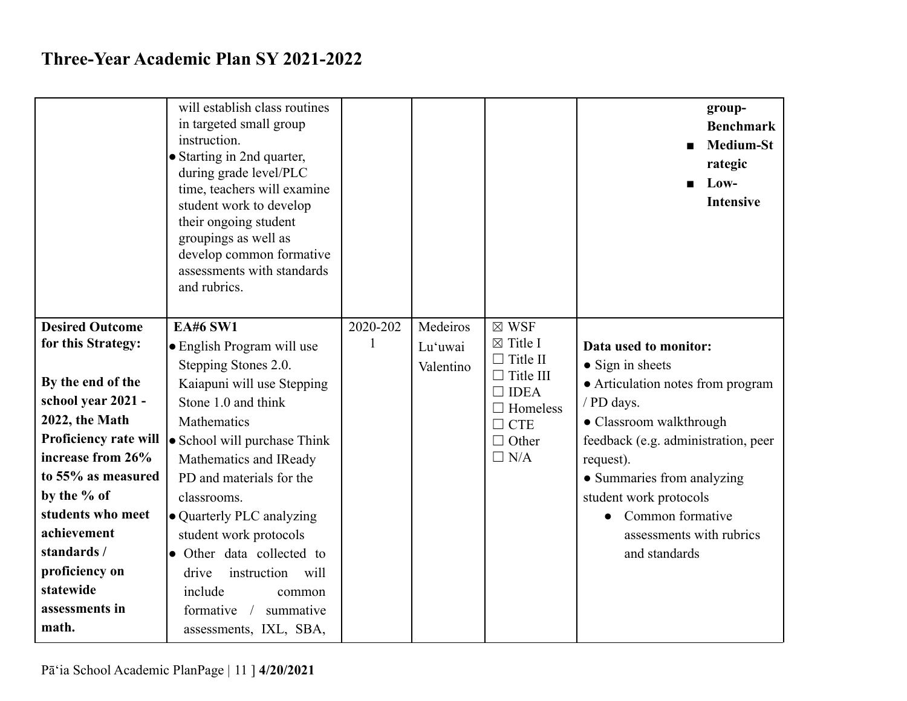# Three-Year Academic Plan SY 2021-2022

| | | | | | |
|---|---|---|---|---|---|
| | will establish class routines in targeted small group instruction.<br>• Starting in 2nd quarter, during grade level/PLC time, teachers will examine student work to develop their ongoing student groupings as well as develop common formative assessments with standards and rubrics. | | | | group-Benchmark<br>■ Medium-Strategic<br>■ Low-Intensive |
| **Desired Outcome for this Strategy:**<br><br>**By the end of the school year 2021 - 2022, the Math Proficiency rate will increase from 26% to 55% as measured by the % of students who meet achievement standards / proficiency on statewide assessments in math.** | **EA#6 SW1**<br>• English Program will use Stepping Stones 2.0. Kaiapuni will use Stepping Stone 1.0 and think Mathematics<br>• School will purchase Think Mathematics and IReady PD and materials for the classrooms.<br>• Quarterly PLC analyzing student work protocols<br>• Other data collected to drive instruction will include common formative / summative assessments, IXL, SBA, | 2020-2021 | Medeiros<br>Lu'uwai<br>Valentino | ☒ WSF<br>☒ Title I<br>☐ Title II<br>☐ Title III<br>☐ IDEA<br>☐ Homeless<br>☐ CTE<br>☐ Other<br>☐ N/A | **Data used to monitor:**<br>• Sign in sheets<br>• Articulation notes from program / PD days.<br>• Classroom walkthrough feedback (e.g. administration, peer request).<br>• Summaries from analyzing student work protocols<br>  • Common formative assessments with rubrics and standards |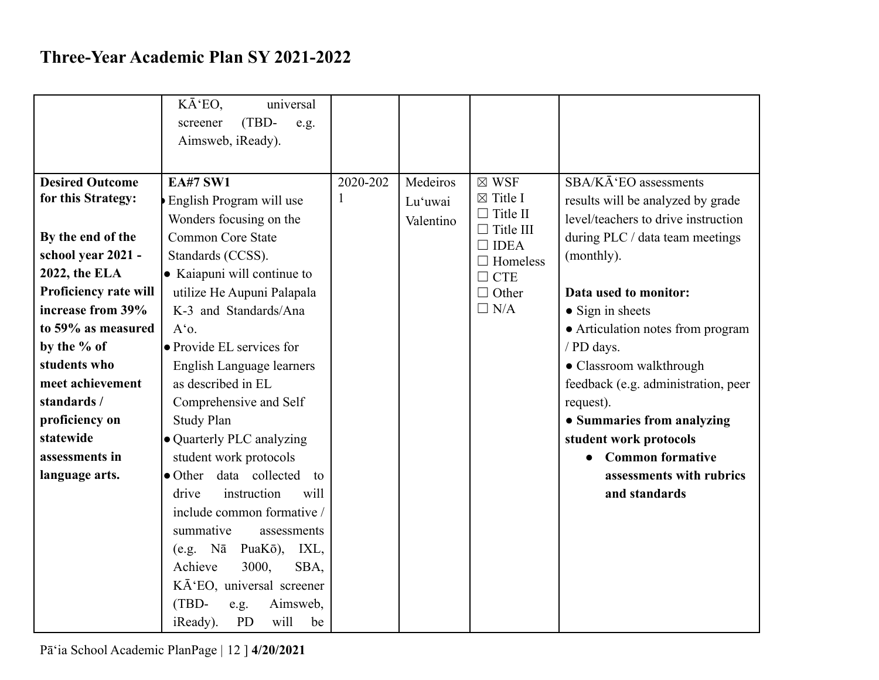# Three-Year Academic Plan SY 2021-2022

| | | | | | |
|---|---|---|---|---|---|
| | KĀʻEO, universal screener (TBD- e.g. Aimsweb, iReady). | | | | |
| **Desired Outcome for this Strategy:**<br><br>**By the end of the school year 2021 - 2022, the ELA Proficiency rate will increase from 39% to 59% as measured by the % of students who meet achievement standards / proficiency on statewide assessments in language arts.** | **EA#7 SW1**<br>• English Program will use Wonders focusing on the Common Core State Standards (CCSS).<br>• Kaiapuni will continue to utilize He Aupuni Palapala K-3 and Standards/Ana Aʻo.<br>• Provide EL services for English Language learners as described in EL Comprehensive and Self Study Plan<br>• Quarterly PLC analyzing student work protocols<br>• Other data collected to drive instruction will include common formative / summative assessments (e.g. Nā PuaKō), IXL, Achieve 3000, SBA, KĀʻEO, universal screener (TBD- e.g. Aimsweb, iReady). PD will be | 2020-2021 | Medeiros<br>Luʻuwai<br>Valentino | ☒ WSF<br>☒ Title I<br>☐ Title II<br>☐ Title III<br>☐ IDEA<br>☐ Homeless<br>☐ CTE<br>☐ Other<br>☐ N/A | SBA/KĀʻEO assessments results will be analyzed by grade level/teachers to drive instruction during PLC / data team meetings (monthly).<br><br>**Data used to monitor:**<br>• Sign in sheets<br>• Articulation notes from program / PD days.<br>• Classroom walkthrough feedback (e.g. administration, peer request).<br>• **Summaries from analyzing student work protocols**<br>  • **Common formative assessments with rubrics and standards** |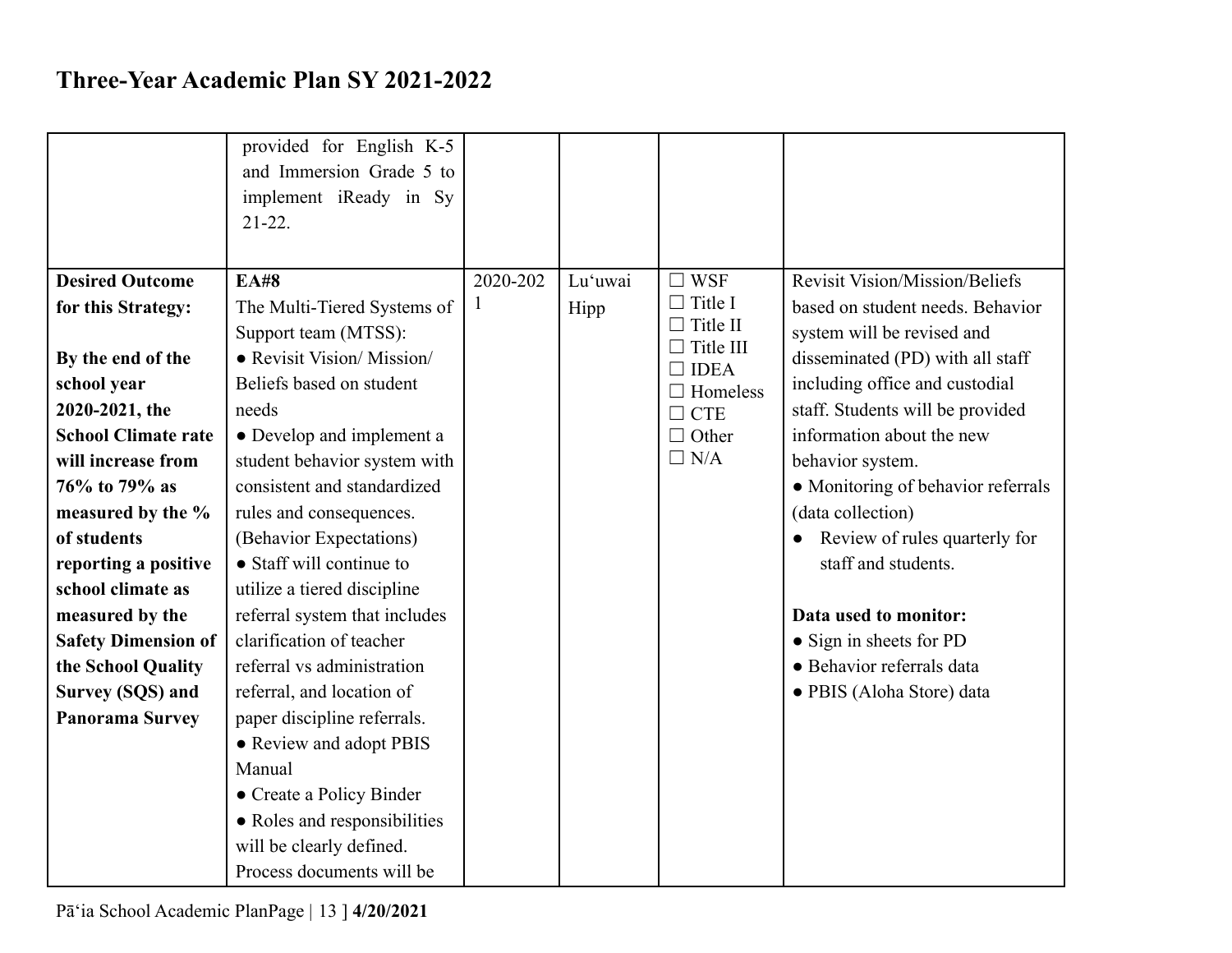# Three-Year Academic Plan SY 2021-2022

| | | | | | |
|---|---|---|---|---|---|
| | provided for English K-5 and Immersion Grade 5 to implement iReady in Sy 21-22. | | | | |
| **Desired Outcome for this Strategy:**<br><br>**By the end of the school year 2020-2021, the School Climate rate will increase from 76% to 79% as measured by the % of students reporting a positive school climate as measured by the Safety Dimension of the School Quality Survey (SQS) and Panorama Survey** | **EA#8**<br>The Multi-Tiered Systems of Support team (MTSS):<br>● Revisit Vision/ Mission/ Beliefs based on student needs<br>● Develop and implement a student behavior system with consistent and standardized rules and consequences. (Behavior Expectations)<br>● Staff will continue to utilize a tiered discipline referral system that includes clarification of teacher referral vs administration referral, and location of paper discipline referrals.<br>● Review and adopt PBIS Manual<br>● Create a Policy Binder<br>● Roles and responsibilities will be clearly defined. Process documents will be | 2020-2021 | Lu'uwai Hipp | ☐ WSF<br>☐ Title I<br>☐ Title II<br>☐ Title III<br>☐ IDEA<br>☐ Homeless<br>☐ CTE<br>☐ Other<br>☐ N/A | Revisit Vision/Mission/Beliefs based on student needs. Behavior system will be revised and disseminated (PD) with all staff including office and custodial staff. Students will be provided information about the new behavior system.<br>● Monitoring of behavior referrals (data collection)<br>● Review of rules quarterly for staff and students.<br><br>**Data used to monitor:**<br>● Sign in sheets for PD<br>● Behavior referrals data<br>● PBIS (Aloha Store) data |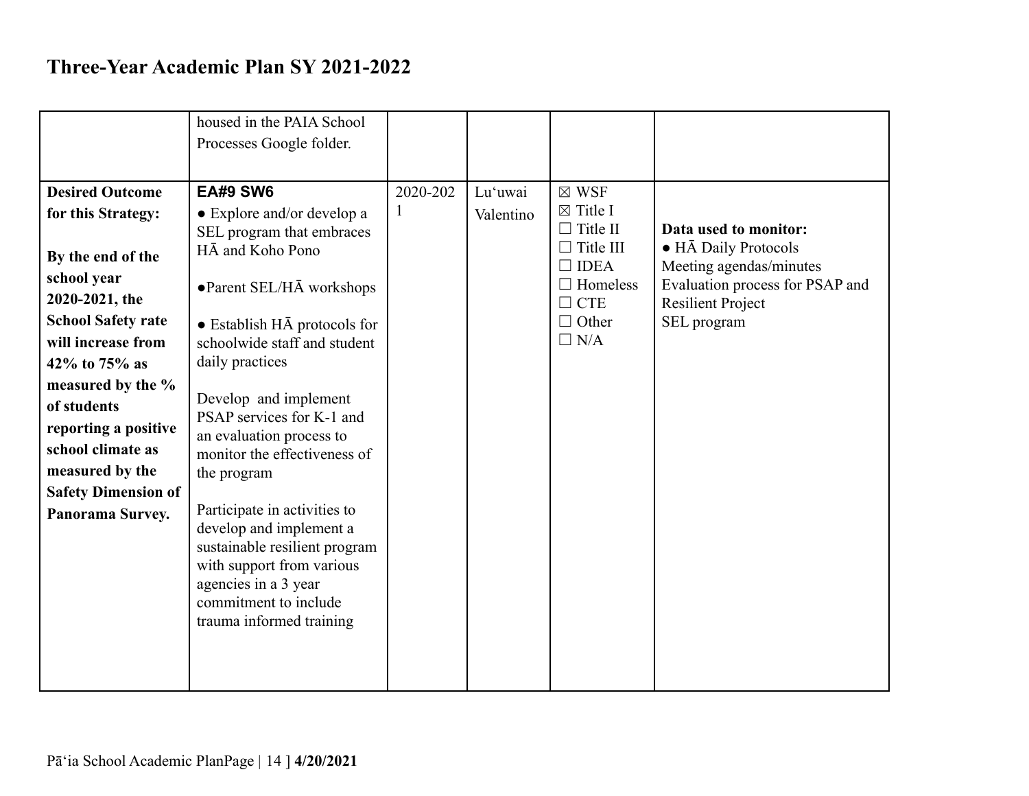# Three-Year Academic Plan SY 2021-2022

| | | | | | |
|---|---|---|---|---|---|
| | housed in the PAIA School Processes Google folder. | | | | |
| **Desired Outcome for this Strategy:**<br><br>**By the end of the school year 2020-2021, the School Safety rate will increase from 42% to 75% as measured by the % of students reporting a positive school climate as measured by the Safety Dimension of Panorama Survey.** | **EA#9 SW6**<br>● Explore and/or develop a SEL program that embraces HĀ and Koho Pono<br><br>●Parent SEL/HĀ workshops<br><br>● Establish HĀ protocols for schoolwide staff and student daily practices<br><br>Develop and implement PSAP services for K-1 and an evaluation process to monitor the effectiveness of the program<br><br>Participate in activities to develop and implement a sustainable resilient program with support from various agencies in a 3 year commitment to include trauma informed training | 2020-2021 | Lu'uwai Valentino | ☒ WSF<br>☒ Title I<br>☐ Title II<br>☐ Title III<br>☐ IDEA<br>☐ Homeless<br>☐ CTE<br>☐ Other<br>☐ N/A | **Data used to monitor:**<br>● HĀ Daily Protocols<br>Meeting agendas/minutes<br>Evaluation process for PSAP and Resilient Project<br>SEL program |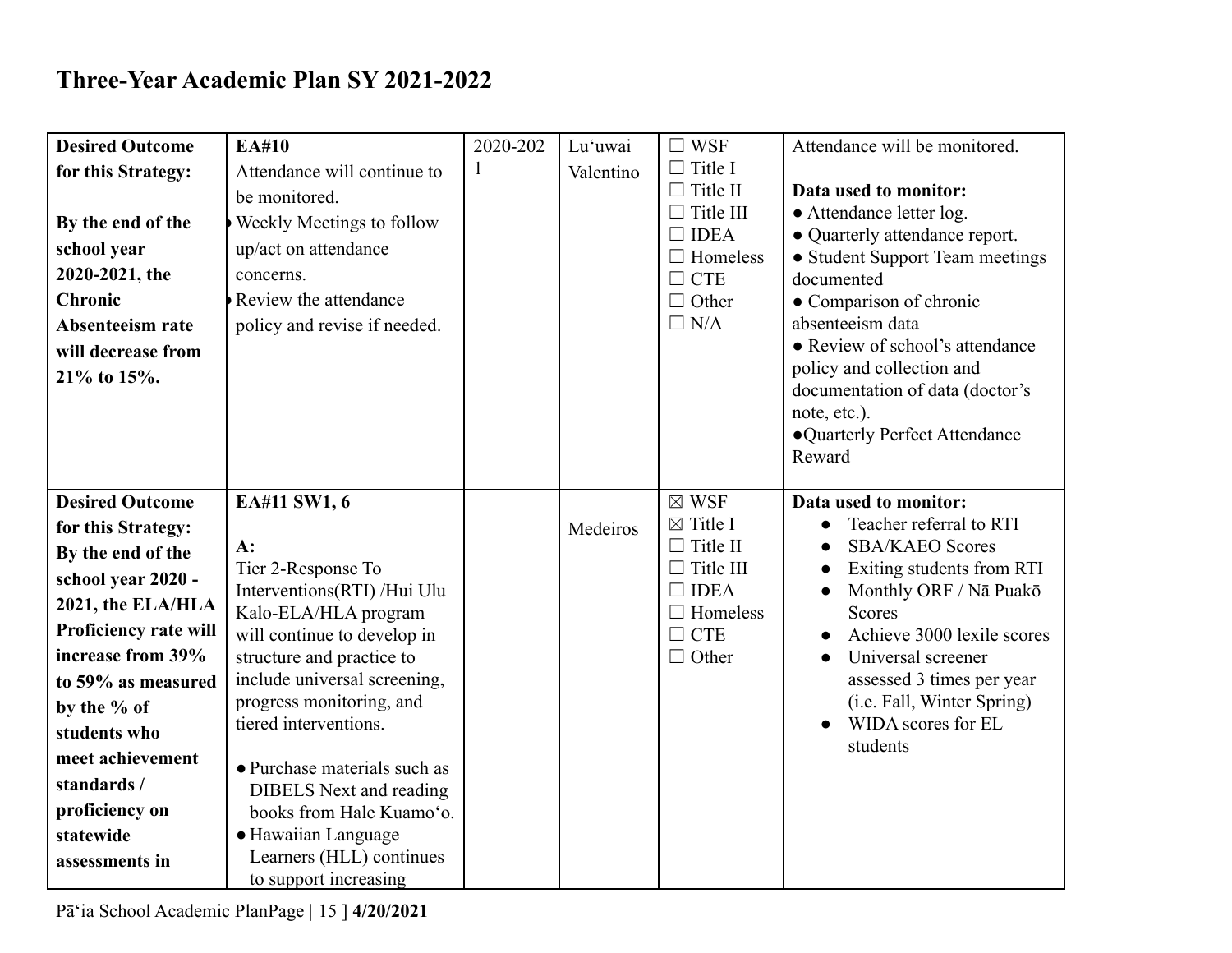# Three-Year Academic Plan SY 2021-2022

| | | | | | |
|---|---|---|---|---|---|
| **Desired Outcome for this Strategy:**<br><br>**By the end of the school year 2020-2021, the Chronic Absenteeism rate will decrease from 21% to 15%.** | **EA#10**<br>Attendance will continue to be monitored.<br>• Weekly Meetings to follow up/act on attendance concerns.<br>• Review the attendance policy and revise if needed. | 2020-2021 | Luʻuwai Valentino | ☐ WSF<br>☐ Title I<br>☐ Title II<br>☐ Title III<br>☐ IDEA<br>☐ Homeless<br>☐ CTE<br>☐ Other<br>☐ N/A | Attendance will be monitored.<br><br>**Data used to monitor:**<br>• Attendance letter log.<br>• Quarterly attendance report.<br>• Student Support Team meetings documented<br>• Comparison of chronic absenteeism data<br>• Review of school's attendance policy and collection and documentation of data (doctor's note, etc.).<br>• Quarterly Perfect Attendance Reward |
| **Desired Outcome for this Strategy: By the end of the school year 2020 - 2021, the ELA/HLA Proficiency rate will increase from 39% to 59% as measured by the % of students who meet achievement standards / proficiency on statewide assessments in** | **EA#11 SW1, 6**<br><br>**A:**<br>Tier 2-Response To Interventions(RTI) /Hui Ulu Kalo-ELA/HLA program will continue to develop in structure and practice to include universal screening, progress monitoring, and tiered interventions.<br><br>• Purchase materials such as DIBELS Next and reading books from Hale Kuamoʻo.<br>• Hawaiian Language Learners (HLL) continues to support increasing | | Medeiros | ☒ WSF<br>☒ Title I<br>☐ Title II<br>☐ Title III<br>☐ IDEA<br>☐ Homeless<br>☐ CTE<br>☐ Other | **Data used to monitor:**<br>• Teacher referral to RTI<br>• SBA/KAEO Scores<br>• Exiting students from RTI<br>• Monthly ORF / Nā Puakō Scores<br>• Achieve 3000 lexile scores<br>• Universal screener assessed 3 times per year (i.e. Fall, Winter Spring)<br>• WIDA scores for EL students |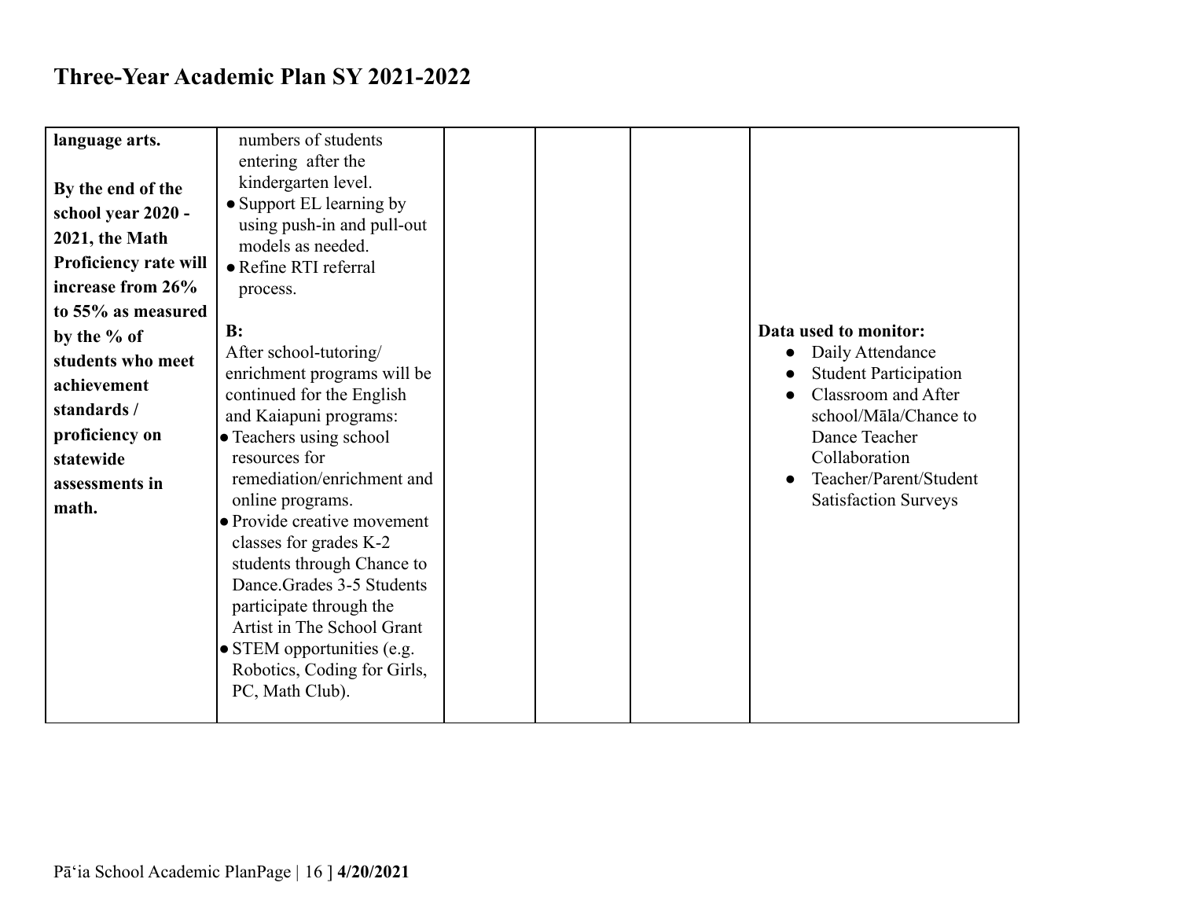# Three-Year Academic Plan SY 2021-2022

| | | | | | |
|---|---|---|---|---|---|
| **language arts.**<br><br>**By the end of the school year 2020 - 2021, the Math Proficiency rate will increase from 26% to 55% as measured by the % of students who meet achievement standards / proficiency on statewide assessments in math.** | numbers of students entering after the kindergarten level.<br>• Support EL learning by using push-in and pull-out models as needed.<br>• Refine RTI referral process.<br><br>**B:**<br>After school-tutoring/ enrichment programs will be continued for the English and Kaiapuni programs:<br>• Teachers using school resources for remediation/enrichment and online programs.<br>• Provide creative movement classes for grades K-2 students through Chance to Dance.Grades 3-5 Students participate through the Artist in The School Grant<br>• STEM opportunities (e.g. Robotics, Coding for Girls, PC, Math Club). | | | | **Data used to monitor:**<br>• Daily Attendance<br>• Student Participation<br>• Classroom and After school/Māla/Chance to Dance Teacher Collaboration<br>• Teacher/Parent/Student Satisfaction Surveys |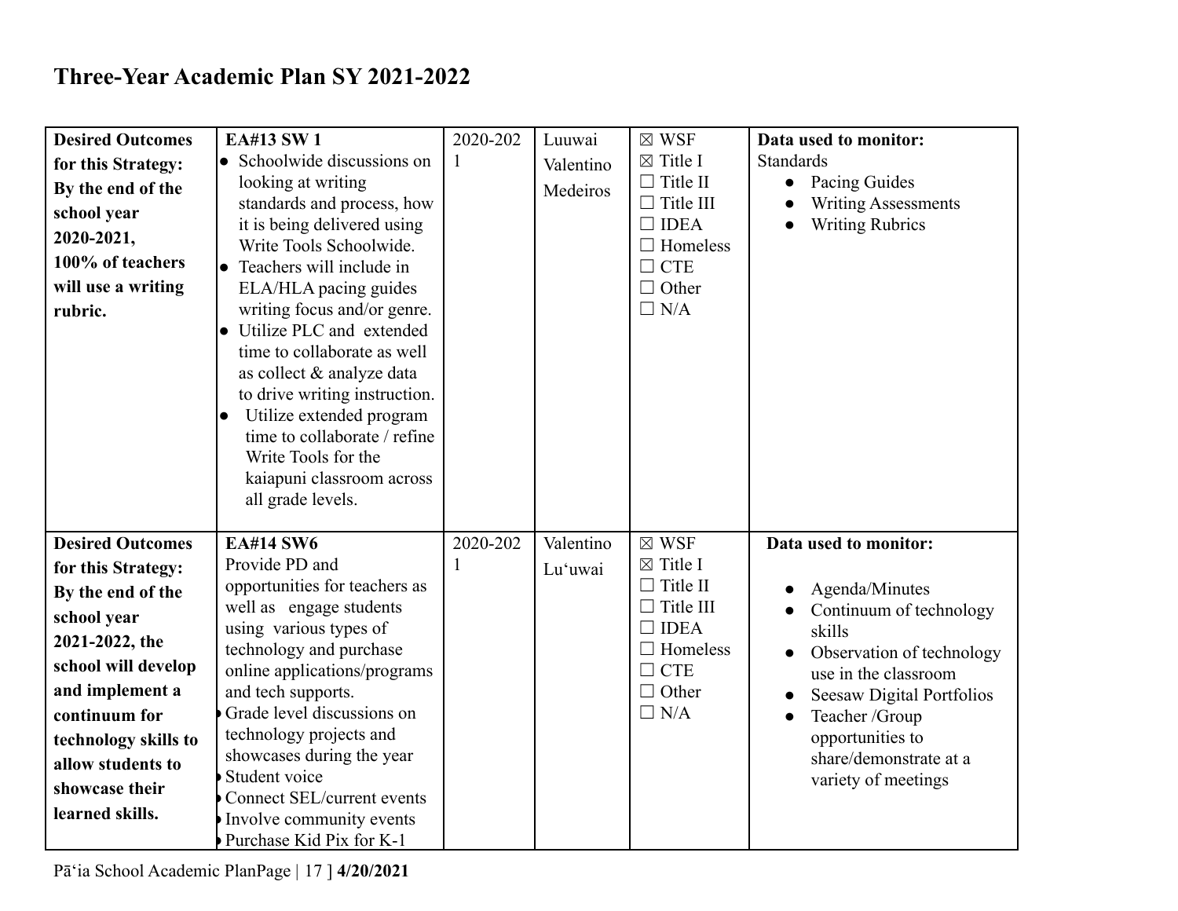# Three-Year Academic Plan SY 2021-2022

| | | | | | |
|---|---|---|---|---|---|
| **Desired Outcomes for this Strategy: By the end of the school year 2020-2021, 100% of teachers will use a writing rubric.** | **EA#13 SW 1**<br>• Schoolwide discussions on looking at writing standards and process, how it is being delivered using Write Tools Schoolwide.<br>• Teachers will include in ELA/HLA pacing guides writing focus and/or genre.<br>• Utilize PLC and extended time to collaborate as well as collect & analyze data to drive writing instruction.<br>• Utilize extended program time to collaborate / refine Write Tools for the kaiapuni classroom across all grade levels. | 2020-2021 | Luuwai<br>Valentino<br>Medeiros | ☒ WSF<br>☒ Title I<br>☐ Title II<br>☐ Title III<br>☐ IDEA<br>☐ Homeless<br>☐ CTE<br>☐ Other<br>☐ N/A | **Data used to monitor:**<br>Standards<br>• Pacing Guides<br>• Writing Assessments<br>• Writing Rubrics |
| **Desired Outcomes for this Strategy: By the end of the school year 2021-2022, the school will develop and implement a continuum for technology skills to allow students to showcase their learned skills.** | **EA#14 SW6**<br>Provide PD and opportunities for teachers as well as engage students using various types of technology and purchase online applications/programs and tech supports.<br>• Grade level discussions on technology projects and showcases during the year<br>• Student voice<br>• Connect SEL/current events<br>• Involve community events<br>• Purchase Kid Pix for K-1 | 2020-2021 | Valentino<br>Lu'uwai | ☒ WSF<br>☒ Title I<br>☐ Title II<br>☐ Title III<br>☐ IDEA<br>☐ Homeless<br>☐ CTE<br>☐ Other<br>☐ N/A | **Data used to monitor:**<br>• Agenda/Minutes<br>• Continuum of technology skills<br>• Observation of technology use in the classroom<br>• Seesaw Digital Portfolios<br>• Teacher /Group opportunities to share/demonstrate at a variety of meetings |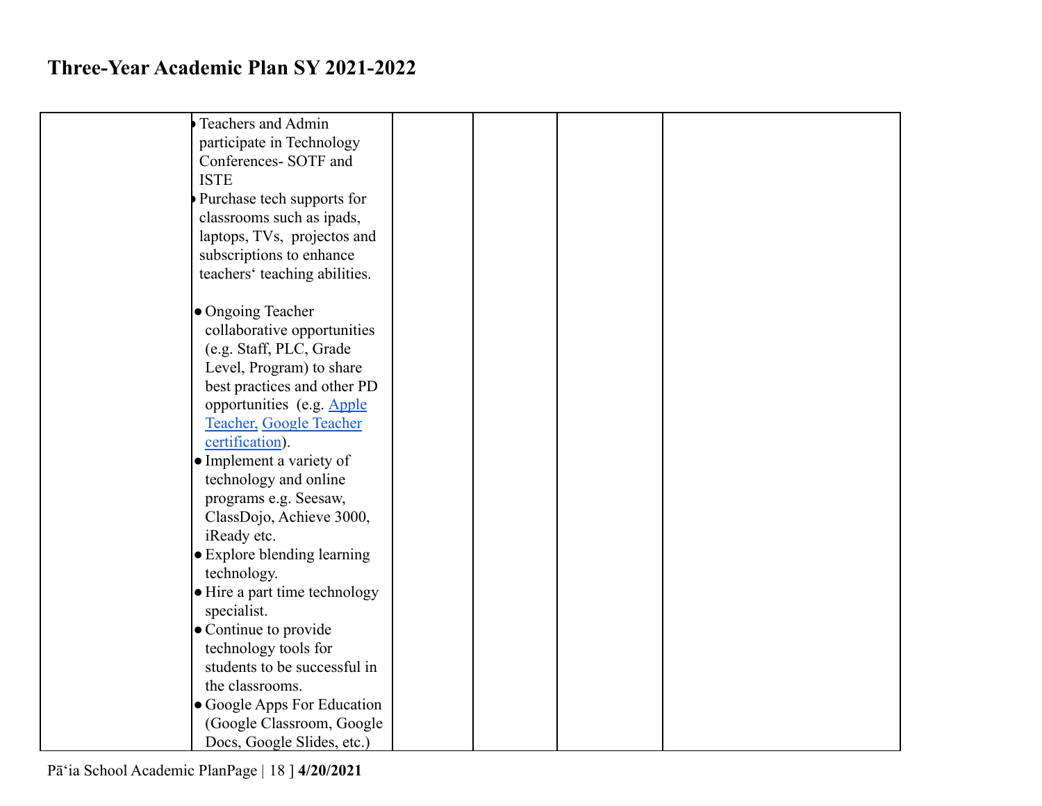# Three-Year Academic Plan SY 2021-2022

| | | | | | |
|---|---|---|---|---|---|
| | • Teachers and Admin participate in Technology Conferences- SOTF and ISTE<br>• Purchase tech supports for classrooms such as ipads, laptops, TVs, projectos and subscriptions to enhance teachers' teaching abilities.<br><br>• Ongoing Teacher collaborative opportunities (e.g. Staff, PLC, Grade Level, Program) to share best practices and other PD opportunities (e.g. Apple Teacher, Google Teacher certification).<br>• Implement a variety of technology and online programs e.g. Seesaw, ClassDojo, Achieve 3000, iReady etc.<br>• Explore blending learning technology.<br>• Hire a part time technology specialist.<br>• Continue to provide technology tools for students to be successful in the classrooms.<br>• Google Apps For Education (Google Classroom, Google Docs, Google Slides, etc.) | | | | |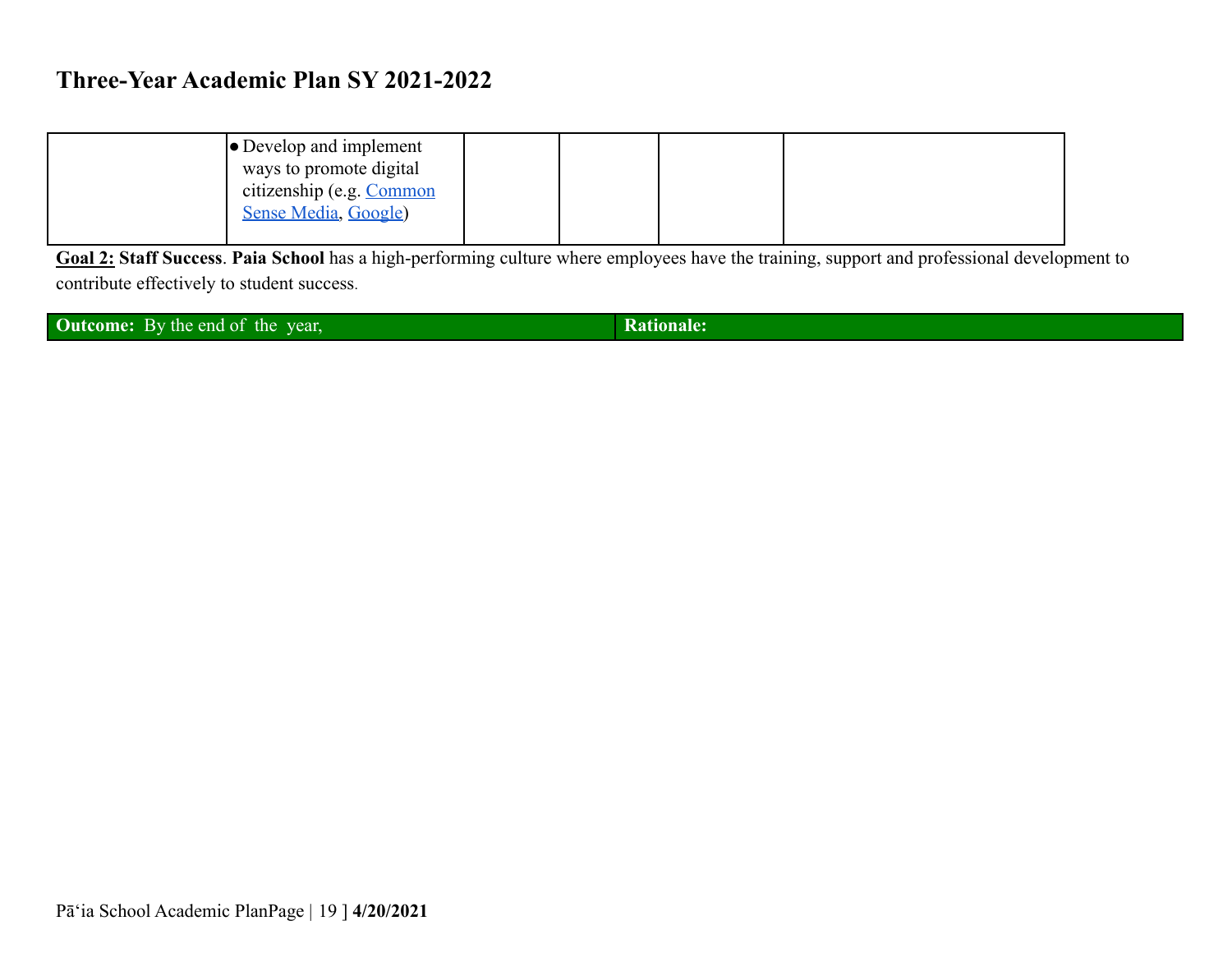# Three-Year Academic Plan SY 2021-2022

| | | | | | |
|---|---|---|---|---|---|
| | • Develop and implement ways to promote digital citizenship (e.g. Common Sense Media, Google) | | | | |

**Goal 2:** **Staff Success**. **Paia School** has a high-performing culture where employees have the training, support and professional development to contribute effectively to student success.

| **Outcome:** By the end of the year, | **Rationale:** |
|---|---|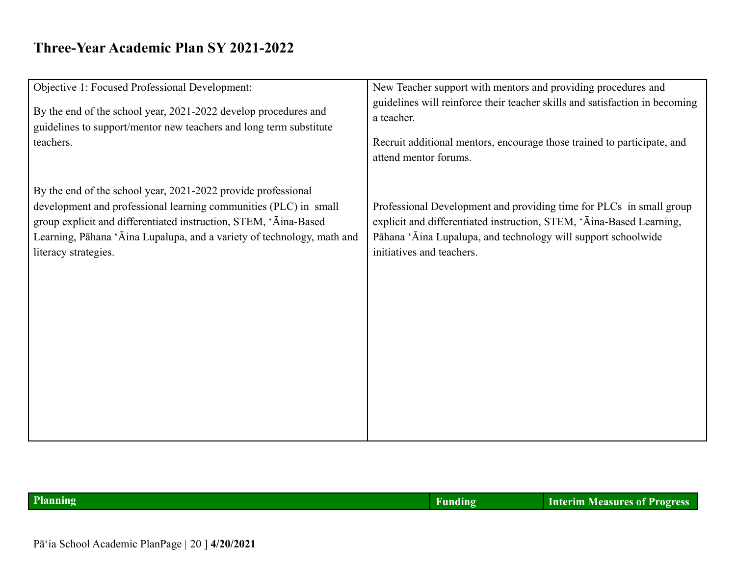# Three-Year Academic Plan SY 2021-2022

| Objective 1: Focused Professional Development: | |
|---|---|
| By the end of the school year, 2021-2022 develop procedures and guidelines to support/mentor new teachers and long term substitute teachers. | New Teacher support with mentors and providing procedures and guidelines will reinforce their teacher skills and satisfaction in becoming a teacher.<br><br>Recruit additional mentors, encourage those trained to participate, and attend mentor forums. |
| By the end of the school year, 2021-2022 provide professional development and professional learning communities (PLC) in small group explicit and differentiated instruction, STEM, ʻĀina-Based Learning, Pāhana ʻĀina Lupalupa, and a variety of technology, math and literacy strategies. | Professional Development and providing time for PLCs in small group explicit and differentiated instruction, STEM, ʻĀina-Based Learning, Pāhana ʻĀina Lupalupa, and technology will support schoolwide initiatives and teachers. |

| Planning | Funding | Interim Measures of Progress |
|---|---|---|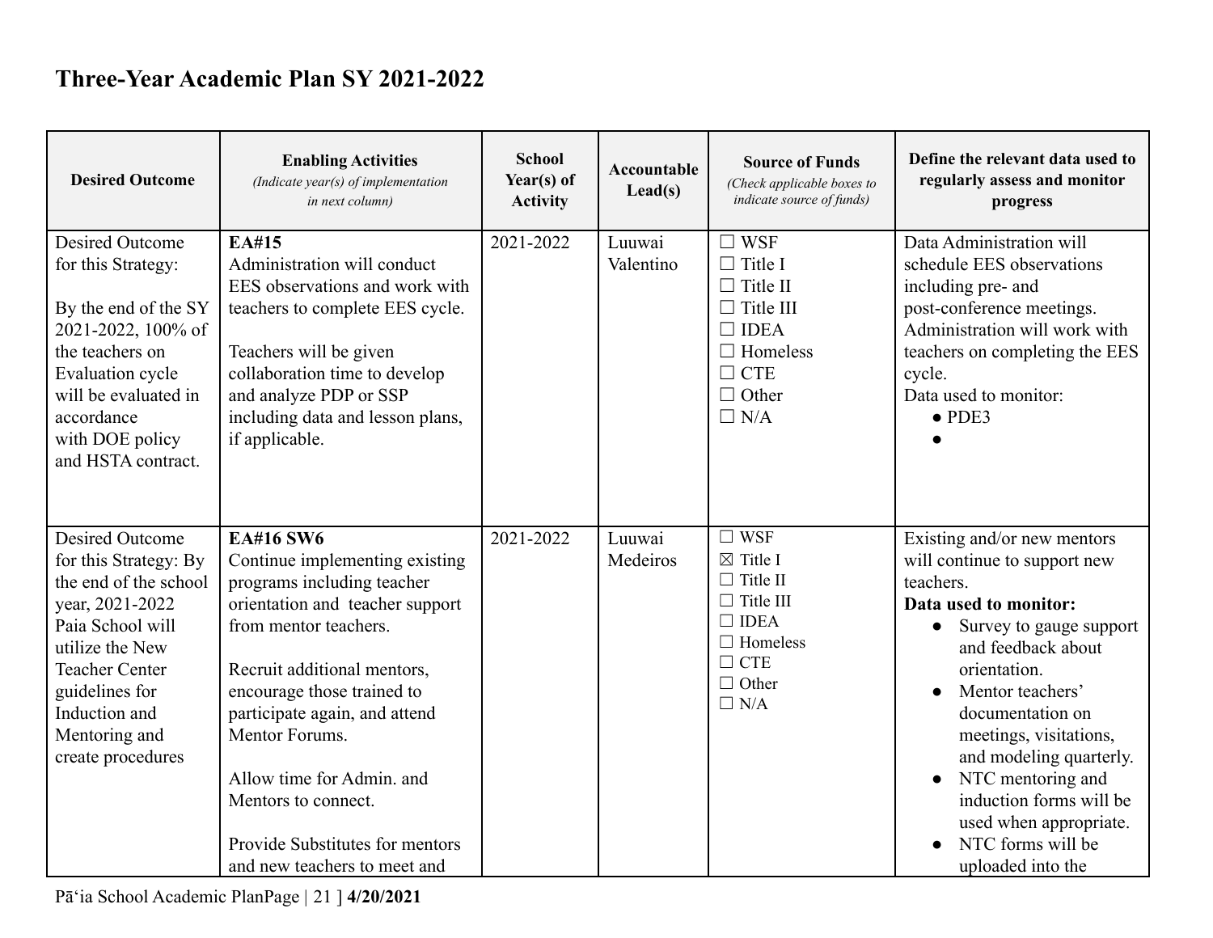# Three-Year Academic Plan SY 2021-2022

| Desired Outcome | Enabling Activities *(Indicate year(s) of implementation in next column)* | School Year(s) of Activity | Accountable Lead(s) | Source of Funds *(Check applicable boxes to indicate source of funds)* | Define the relevant data used to regularly assess and monitor progress |
|---|---|---|---|---|---|
| Desired Outcome for this Strategy:<br><br>By the end of the SY 2021-2022, 100% of the teachers on Evaluation cycle will be evaluated in accordance with DOE policy and HSTA contract. | **EA#15**<br>Administration will conduct EES observations and work with teachers to complete EES cycle.<br><br>Teachers will be given collaboration time to develop and analyze PDP or SSP including data and lesson plans, if applicable. | 2021-2022 | Luuwai Valentino | ☐ WSF<br>☐ Title I<br>☐ Title II<br>☐ Title III<br>☐ IDEA<br>☐ Homeless<br>☐ CTE<br>☐ Other<br>☐ N/A | Data Administration will schedule EES observations including pre- and post-conference meetings. Administration will work with teachers on completing the EES cycle.<br>Data used to monitor:<br>• PDE3<br>• |
| Desired Outcome for this Strategy: By the end of the school year, 2021-2022 Paia School will utilize the New Teacher Center guidelines for Induction and Mentoring and create procedures | **EA#16 SW6**<br>Continue implementing existing programs including teacher orientation and teacher support from mentor teachers.<br><br>Recruit additional mentors, encourage those trained to participate again, and attend Mentor Forums.<br><br>Allow time for Admin. and Mentors to connect.<br><br>Provide Substitutes for mentors and new teachers to meet and | 2021-2022 | Luuwai Medeiros | ☐ WSF<br>☒ Title I<br>☐ Title II<br>☐ Title III<br>☐ IDEA<br>☐ Homeless<br>☐ CTE<br>☐ Other<br>☐ N/A | Existing and/or new mentors will continue to support new teachers.<br>**Data used to monitor:**<br>• Survey to gauge support and feedback about orientation.<br>• Mentor teachers' documentation on meetings, visitations, and modeling quarterly.<br>• NTC mentoring and induction forms will be used when appropriate.<br>• NTC forms will be uploaded into the |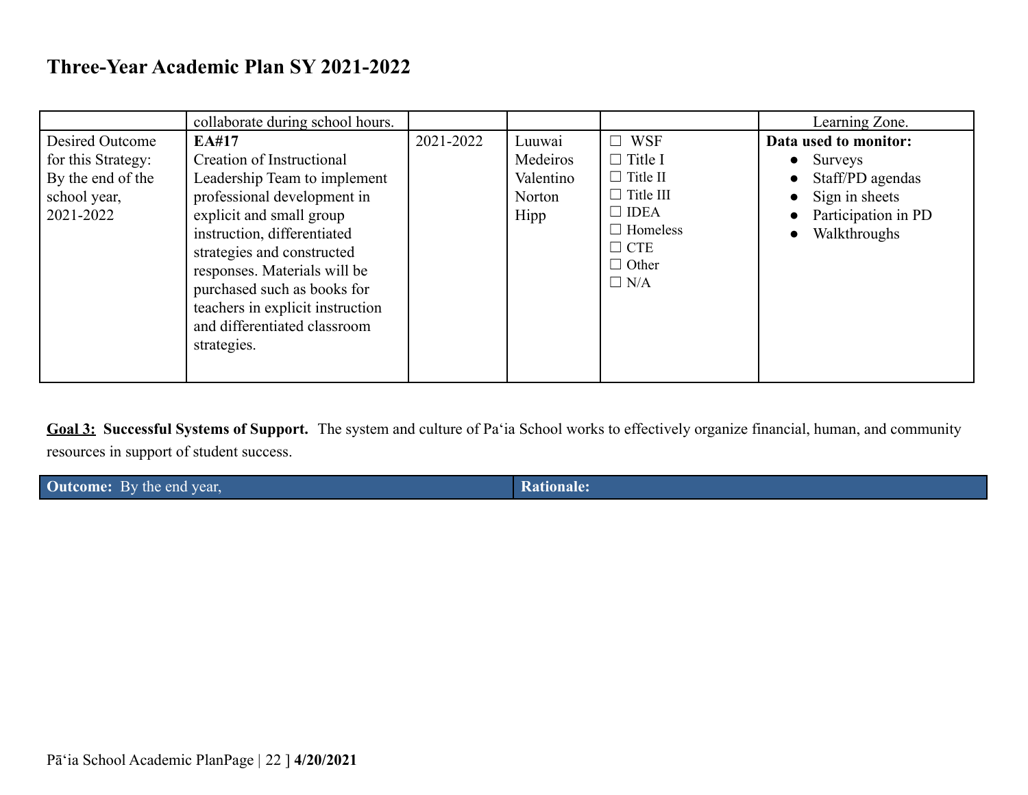# Three-Year Academic Plan SY 2021-2022

| | | | | | |
|---|---|---|---|---|---|
| | collaborate during school hours. | | | | Learning Zone. |
| Desired Outcome for this Strategy: By the end of the school year, 2021-2022 | **EA#17**<br>Creation of Instructional Leadership Team to implement professional development in explicit and small group instruction, differentiated strategies and constructed responses. Materials will be purchased such as books for teachers in explicit instruction and differentiated classroom strategies. | 2021-2022 | Luuwai<br>Medeiros<br>Valentino<br>Norton<br>Hipp | ☐ WSF<br>☐ Title I<br>☐ Title II<br>☐ Title III<br>☐ IDEA<br>☐ Homeless<br>☐ CTE<br>☐ Other<br>☐ N/A | **Data used to monitor:**<br>• Surveys<br>• Staff/PD agendas<br>• Sign in sheets<br>• Participation in PD<br>• Walkthroughs |

**Goal 3:** **Successful Systems of Support.** The system and culture of Pa'ia School works to effectively organize financial, human, and community resources in support of student success.

| **Outcome:** By the end year, | **Rationale:** |
|---|---|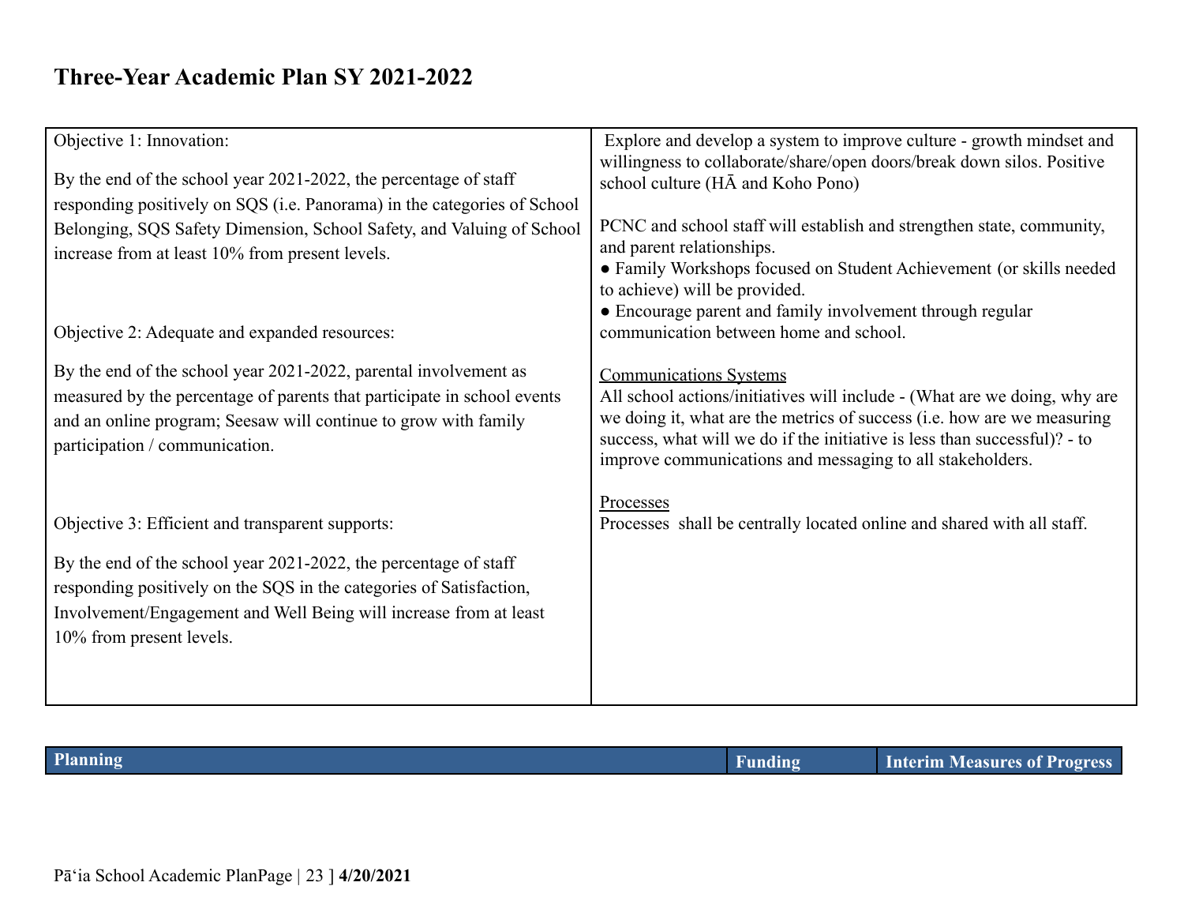# Three-Year Academic Plan SY 2021-2022

| | |
|---|---|
| Objective 1: Innovation:<br><br>By the end of the school year 2021-2022, the percentage of staff responding positively on SQS (i.e. Panorama) in the categories of School Belonging, SQS Safety Dimension, School Safety, and Valuing of School increase from at least 10% from present levels.<br><br>Objective 2: Adequate and expanded resources:<br><br>By the end of the school year 2021-2022, parental involvement as measured by the percentage of parents that participate in school events and an online program; Seesaw will continue to grow with family participation / communication.<br><br>Objective 3: Efficient and transparent supports:<br><br>By the end of the school year 2021-2022, the percentage of staff responding positively on the SQS in the categories of Satisfaction, Involvement/Engagement and Well Being will increase from at least 10% from present levels. | Explore and develop a system to improve culture - growth mindset and willingness to collaborate/share/open doors/break down silos. Positive school culture (HĀ and Koho Pono)<br><br>PCNC and school staff will establish and strengthen state, community, and parent relationships.<br>● Family Workshops focused on Student Achievement (or skills needed to achieve) will be provided.<br>● Encourage parent and family involvement through regular communication between home and school.<br><br><u>Communications Systems</u><br>All school actions/initiatives will include - (What are we doing, why are we doing it, what are the metrics of success (i.e. how are we measuring success, what will we do if the initiative is less than successful)? - to improve communications and messaging to all stakeholders.<br><br><u>Processes</u><br>Processes shall be centrally located online and shared with all staff. |

| Planning | Funding | Interim Measures of Progress |
|---|---|---|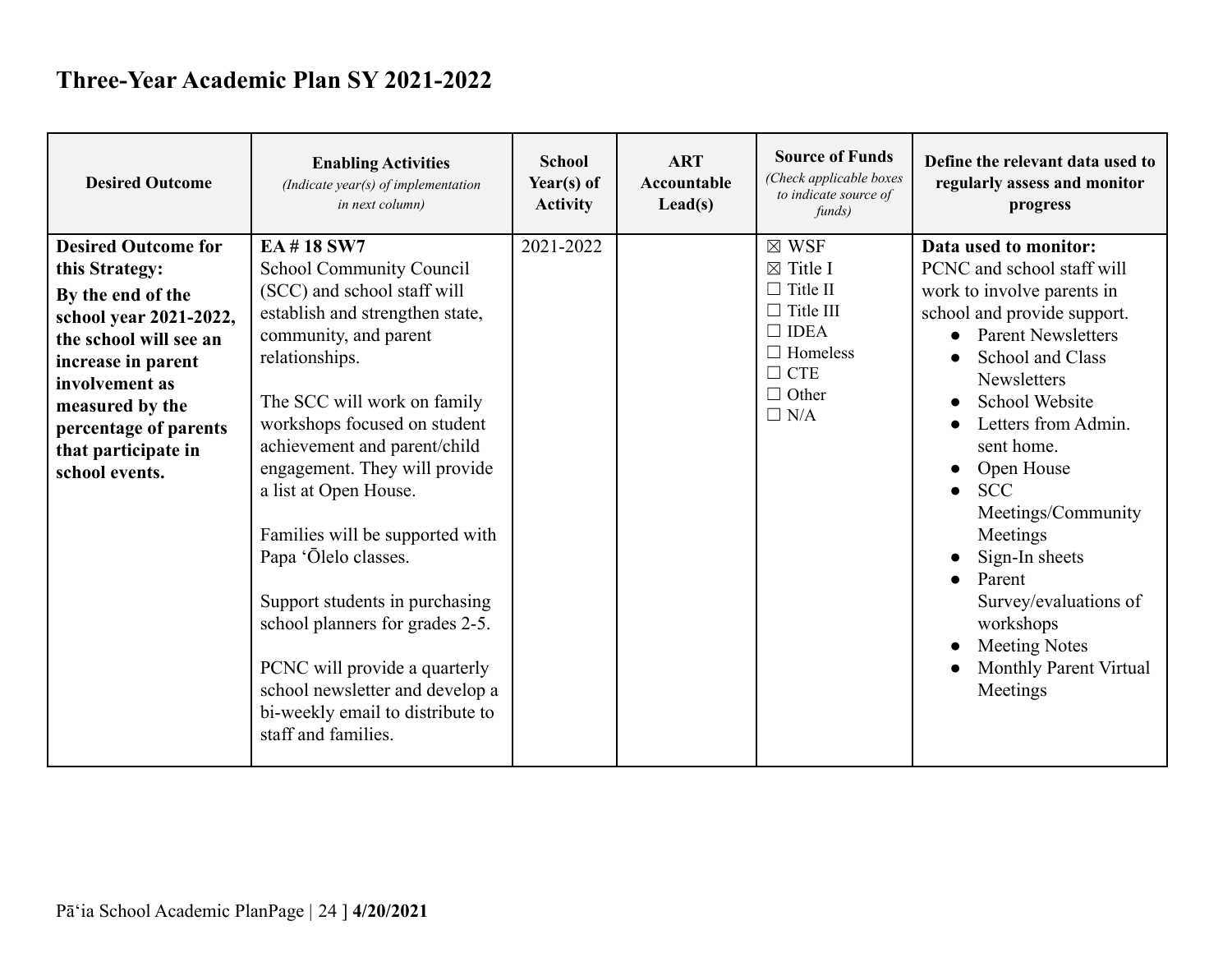# Three-Year Academic Plan SY 2021-2022

| Desired Outcome | Enabling Activities *(Indicate year(s) of implementation in next column)* | School Year(s) of Activity | ART Accountable Lead(s) | Source of Funds *(Check applicable boxes to indicate source of funds)* | Define the relevant data used to regularly assess and monitor progress |
|---|---|---|---|---|---|
| **Desired Outcome for this Strategy:** **By the end of the school year 2021-2022, the school will see an increase in parent involvement as measured by the percentage of parents that participate in school events.** | **EA # 18 SW7** School Community Council (SCC) and school staff will establish and strengthen state, community, and parent relationships. <br><br> The SCC will work on family workshops focused on student achievement and parent/child engagement. They will provide a list at Open House. <br><br> Families will be supported with Papa ʻŌlelo classes. <br><br> Support students in purchasing school planners for grades 2-5. <br><br> PCNC will provide a quarterly school newsletter and develop a bi-weekly email to distribute to staff and families. | 2021-2022 | | ☒ WSF <br> ☒ Title I <br> ☐ Title II <br> ☐ Title III <br> ☐ IDEA <br> ☐ Homeless <br> ☐ CTE <br> ☐ Other <br> ☐ N/A | **Data used to monitor:** PCNC and school staff will work to involve parents in school and provide support. <br> • Parent Newsletters <br> • School and Class Newsletters <br> • School Website <br> • Letters from Admin. sent home. <br> • Open House <br> • SCC Meetings/Community Meetings <br> • Sign-In sheets <br> • Parent Survey/evaluations of workshops <br> • Meeting Notes <br> • Monthly Parent Virtual Meetings |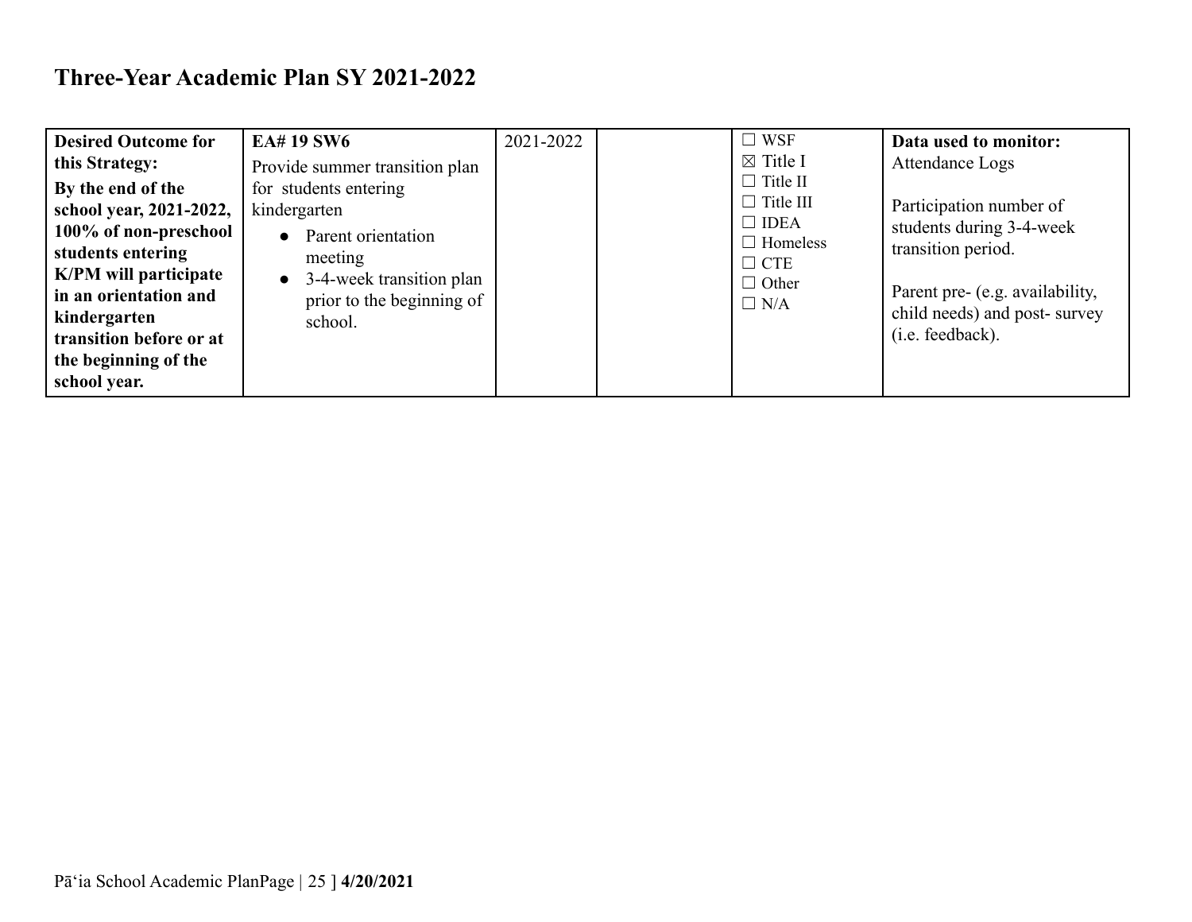# Three-Year Academic Plan SY 2021-2022

| **Desired Outcome for this Strategy:** **By the end of the school year, 2021-2022, 100% of non-preschool students entering K/PM will participate in an orientation and kindergarten transition before or at the beginning of the school year.** | **EA# 19 SW6** Provide summer transition plan for students entering kindergarten<br>• Parent orientation meeting<br>• 3-4-week transition plan prior to the beginning of school. | 2021-2022 | | ☐ WSF<br>☒ Title I<br>☐ Title II<br>☐ Title III<br>☐ IDEA<br>☐ Homeless<br>☐ CTE<br>☐ Other<br>☐ N/A | **Data used to monitor:** Attendance Logs<br><br>Participation number of students during 3-4-week transition period.<br><br>Parent pre- (e.g. availability, child needs) and post- survey (i.e. feedback). |
|---|---|---|---|---|---|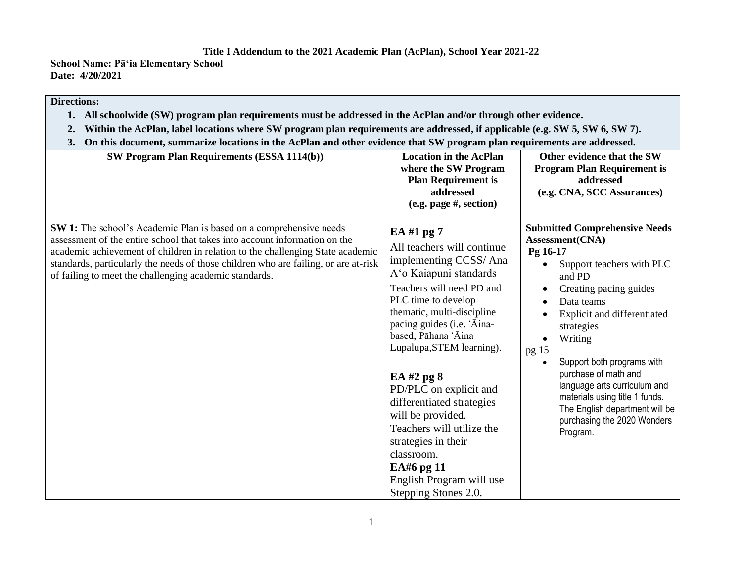**Title I Addendum to the 2021 Academic Plan (AcPlan), School Year 2021-22**

**School Name: Pā'ia Elementary School**
**Date: 4/20/2021**

**Directions:**

1. **All schoolwide (SW) program plan requirements must be addressed in the AcPlan and/or through other evidence.**
2. **Within the AcPlan, label locations where SW program plan requirements are addressed, if applicable (e.g. SW 5, SW 6, SW 7).**
3. **On this document, summarize locations in the AcPlan and other evidence that SW program plan requirements are addressed.**

| SW Program Plan Requirements (ESSA 1114(b)) | Location in the AcPlan where the SW Program Plan Requirement is addressed (e.g. page #, section) | Other evidence that the SW Program Plan Requirement is addressed (e.g. CNA, SCC Assurances) |
|---|---|---|
| **SW 1:** The school's Academic Plan is based on a comprehensive needs assessment of the entire school that takes into account information on the academic achievement of children in relation to the challenging State academic standards, particularly the needs of those children who are failing, or are at-risk of failing to meet the challenging academic standards. | **EA #1 pg 7**<br>All teachers will continue implementing CCSS/ Ana A'o Kaiapuni standards<br>Teachers will need PD and PLC time to develop thematic, multi-discipline pacing guides (i.e. 'Āina-based, Pāhana 'Āina Lupalupa,STEM learning).<br><br>**EA #2 pg 8**<br>PD/PLC on explicit and differentiated strategies will be provided. Teachers will utilize the strategies in their classroom.<br>**EA#6 pg 11**<br>English Program will use Stepping Stones 2.0. | **Submitted Comprehensive Needs Assessment(CNA)**<br>**Pg 16-17**<br>• Support teachers with PLC and PD<br>• Creating pacing guides<br>• Data teams<br>• Explicit and differentiated strategies<br>• Writing<br>pg 15<br>• Support both programs with purchase of math and language arts curriculum and materials using title 1 funds. The English department will be purchasing the 2020 Wonders Program. |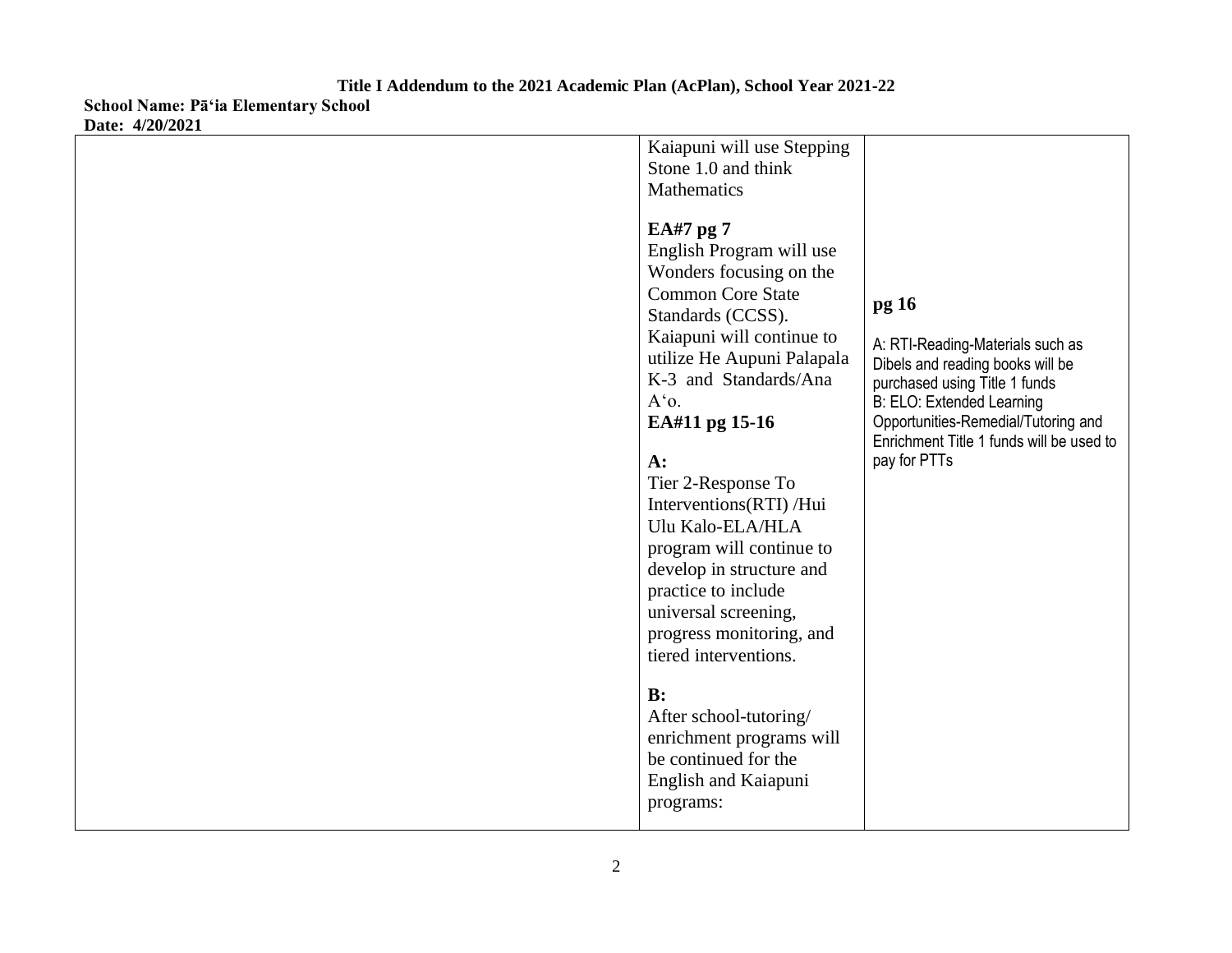**Title I Addendum to the 2021 Academic Plan (AcPlan), School Year 2021-22**

**School Name: Pā'ia Elementary School**

**Date: 4/20/2021**

| | | |
|---|---|---|
| | Kaiapuni will use Stepping Stone 1.0 and think Mathematics<br><br>**EA#7 pg 7**<br>English Program will use Wonders focusing on the Common Core State Standards (CCSS).<br>Kaiapuni will continue to utilize He Aupuni Palapala K-3 and Standards/Ana A'o.<br>**EA#11 pg 15-16**<br><br>**A:**<br>Tier 2-Response To Interventions(RTI) /Hui Ulu Kalo-ELA/HLA program will continue to develop in structure and practice to include universal screening, progress monitoring, and tiered interventions.<br><br>**B:**<br>After school-tutoring/ enrichment programs will be continued for the English and Kaiapuni programs: | **pg 16**<br><br>A: RTI-Reading-Materials such as Dibels and reading books will be purchased using Title 1 funds<br>B: ELO: Extended Learning Opportunities-Remedial/Tutoring and Enrichment Title 1 funds will be used to pay for PTTs |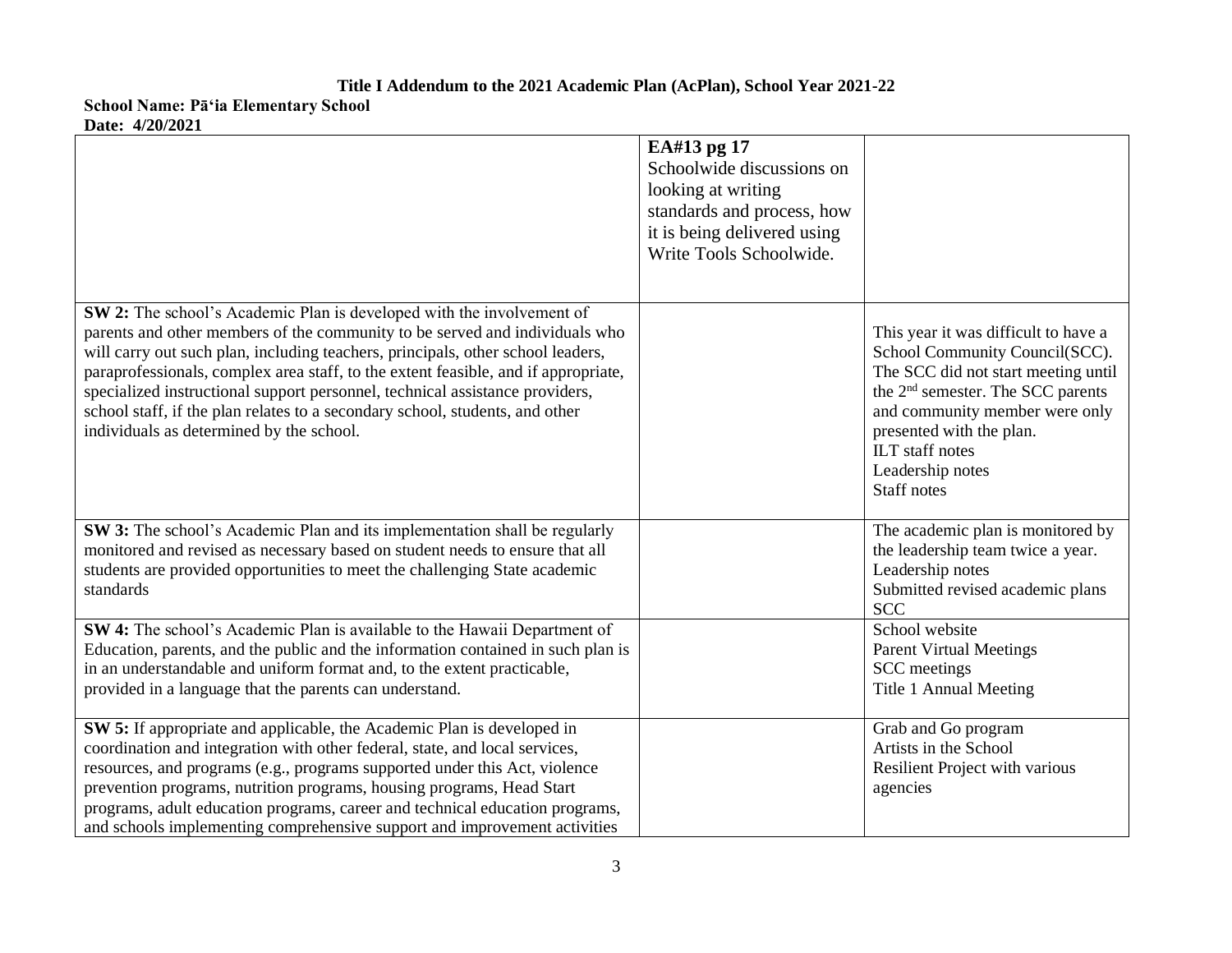**Title I Addendum to the 2021 Academic Plan (AcPlan), School Year 2021-22**

**School Name: Pā'ia Elementary School**

**Date: 4/20/2021**

| | | |
|---|---|---|
| | **EA#13 pg 17**<br>Schoolwide discussions on looking at writing standards and process, how it is being delivered using Write Tools Schoolwide. | |
| **SW 2:** The school's Academic Plan is developed with the involvement of parents and other members of the community to be served and individuals who will carry out such plan, including teachers, principals, other school leaders, paraprofessionals, complex area staff, to the extent feasible, and if appropriate, specialized instructional support personnel, technical assistance providers, school staff, if the plan relates to a secondary school, students, and other individuals as determined by the school. | | This year it was difficult to have a School Community Council(SCC). The SCC did not start meeting until the 2nd semester. The SCC parents and community member were only presented with the plan.<br>ILT staff notes<br>Leadership notes<br>Staff notes |
| **SW 3:** The school's Academic Plan and its implementation shall be regularly monitored and revised as necessary based on student needs to ensure that all students are provided opportunities to meet the challenging State academic standards | | The academic plan is monitored by the leadership team twice a year.<br>Leadership notes<br>Submitted revised academic plans<br>SCC |
| **SW 4:** The school's Academic Plan is available to the Hawaii Department of Education, parents, and the public and the information contained in such plan is in an understandable and uniform format and, to the extent practicable, provided in a language that the parents can understand. | | School website<br>Parent Virtual Meetings<br>SCC meetings<br>Title 1 Annual Meeting |
| **SW 5:** If appropriate and applicable, the Academic Plan is developed in coordination and integration with other federal, state, and local services, resources, and programs (e.g., programs supported under this Act, violence prevention programs, nutrition programs, housing programs, Head Start programs, adult education programs, career and technical education programs, and schools implementing comprehensive support and improvement activities | | Grab and Go program<br>Artists in the School<br>Resilient Project with various agencies |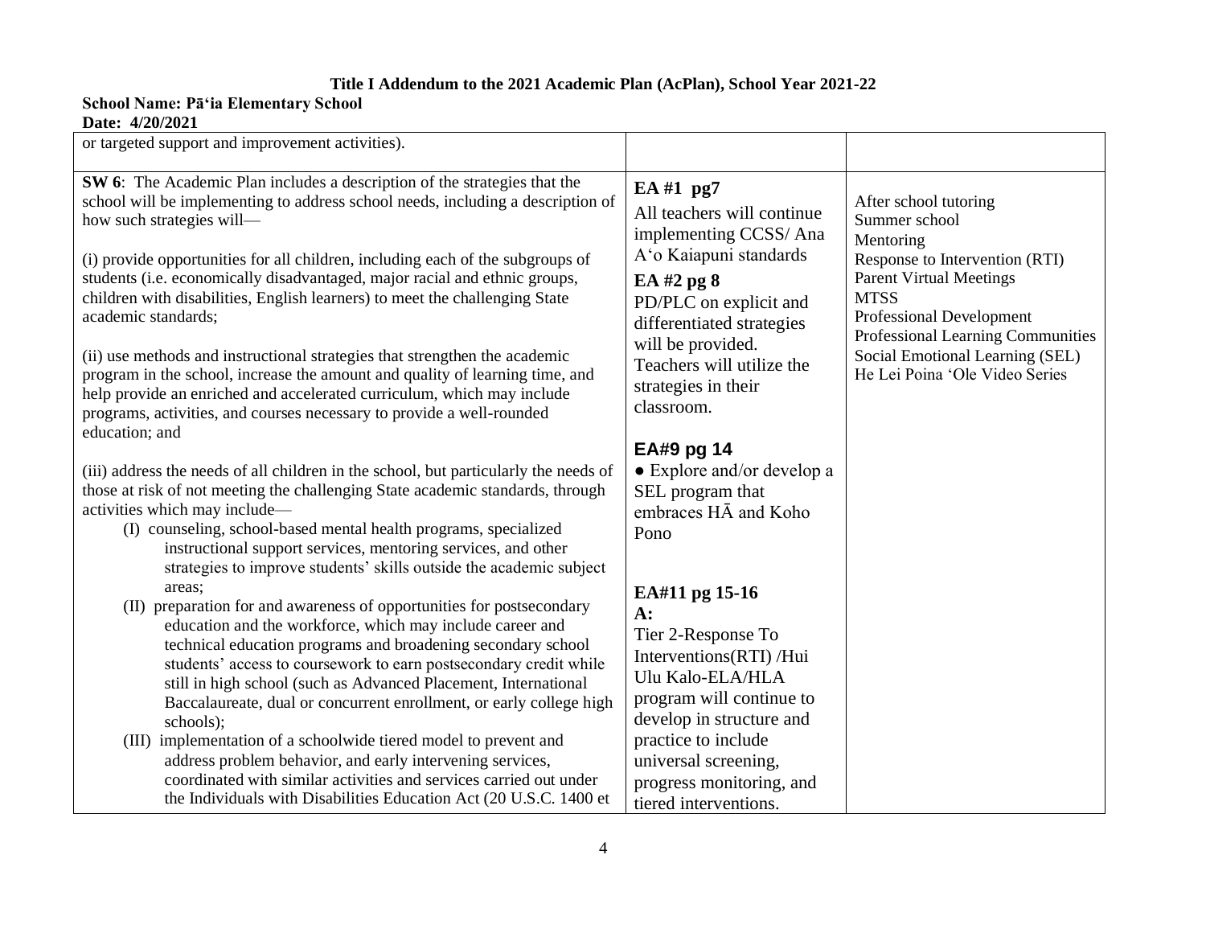**Title I Addendum to the 2021 Academic Plan (AcPlan), School Year 2021-22**

**School Name: Pāʻia Elementary School**

**Date: 4/20/2021**

| | | |
|---|---|---|
| or targeted support and improvement activities). | | |
| **SW 6**: The Academic Plan includes a description of the strategies that the school will be implementing to address school needs, including a description of how such strategies will—<br><br>(i) provide opportunities for all children, including each of the subgroups of students (i.e. economically disadvantaged, major racial and ethnic groups, children with disabilities, English learners) to meet the challenging State academic standards;<br><br>(ii) use methods and instructional strategies that strengthen the academic program in the school, increase the amount and quality of learning time, and help provide an enriched and accelerated curriculum, which may include programs, activities, and courses necessary to provide a well-rounded education; and<br><br>(iii) address the needs of all children in the school, but particularly the needs of those at risk of not meeting the challenging State academic standards, through activities which may include—<br>(I) counseling, school-based mental health programs, specialized instructional support services, mentoring services, and other strategies to improve students' skills outside the academic subject areas;<br>(II) preparation for and awareness of opportunities for postsecondary education and the workforce, which may include career and technical education programs and broadening secondary school students' access to coursework to earn postsecondary credit while still in high school (such as Advanced Placement, International Baccalaureate, dual or concurrent enrollment, or early college high schools);<br>(III) implementation of a schoolwide tiered model to prevent and address problem behavior, and early intervening services, coordinated with similar activities and services carried out under the Individuals with Disabilities Education Act (20 U.S.C. 1400 et | **EA #1 pg7**<br>All teachers will continue implementing CCSS/ Ana Aʻo Kaiapuni standards<br>**EA #2 pg 8**<br>PD/PLC on explicit and differentiated strategies will be provided. Teachers will utilize the strategies in their classroom.<br><br>**EA#9 pg 14**<br>● Explore and/or develop a SEL program that embraces HĀ and Koho Pono<br><br>**EA#11 pg 15-16**<br>**A:**<br>Tier 2-Response To Interventions(RTI) /Hui Ulu Kalo-ELA/HLA program will continue to develop in structure and practice to include universal screening, progress monitoring, and tiered interventions. | After school tutoring<br>Summer school<br>Mentoring<br>Response to Intervention (RTI)<br>Parent Virtual Meetings<br>MTSS<br>Professional Development<br>Professional Learning Communities<br>Social Emotional Learning (SEL)<br>He Lei Poina ʻOle Video Series |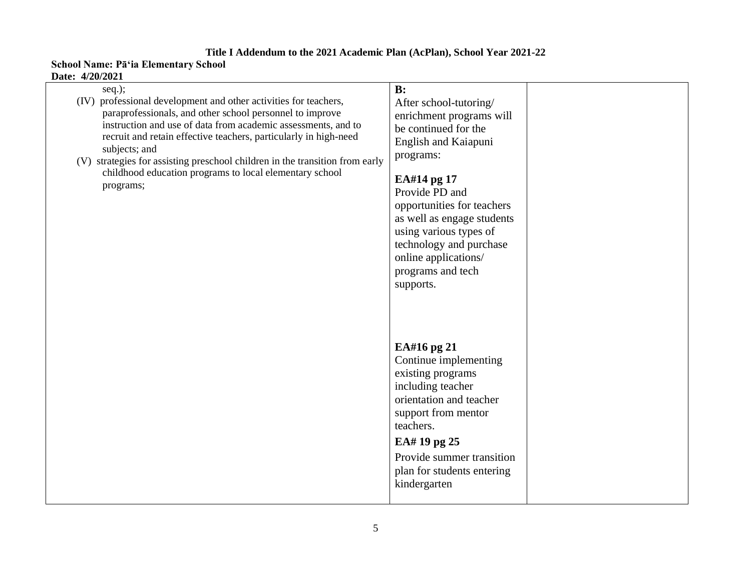**Title I Addendum to the 2021 Academic Plan (AcPlan), School Year 2021-22**

**School Name: Pā'ia Elementary School**

**Date: 4/20/2021**

| | | |
|---|---|---|
| seq.);<br>(IV) professional development and other activities for teachers, paraprofessionals, and other school personnel to improve instruction and use of data from academic assessments, and to recruit and retain effective teachers, particularly in high-need subjects; and<br>(V) strategies for assisting preschool children in the transition from early childhood education programs to local elementary school programs; | **B:**<br>After school-tutoring/ enrichment programs will be continued for the English and Kaiapuni programs:<br><br>**EA#14 pg 17**<br>Provide PD and opportunities for teachers as well as engage students using various types of technology and purchase online applications/ programs and tech supports.<br><br>**EA#16 pg 21**<br>Continue implementing existing programs including teacher orientation and teacher support from mentor teachers.<br><br>**EA# 19 pg 25**<br>Provide summer transition plan for students entering kindergarten | |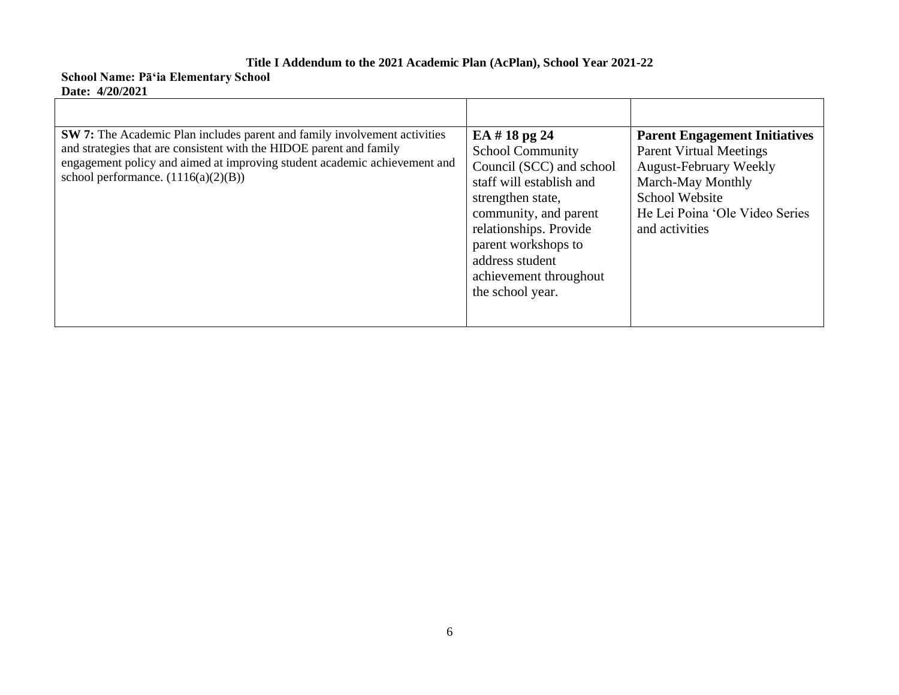**Title I Addendum to the 2021 Academic Plan (AcPlan), School Year 2021-22**

**School Name: Pā'ia Elementary School**

**Date: 4/20/2021**

| | | |
|---|---|---|
| **SW 7:** The Academic Plan includes parent and family involvement activities and strategies that are consistent with the HIDOE parent and family engagement policy and aimed at improving student academic achievement and school performance. (1116(a)(2)(B)) | **EA # 18 pg 24**<br>School Community Council (SCC) and school staff will establish and strengthen state, community, and parent relationships. Provide parent workshops to address student achievement throughout the school year. | **Parent Engagement Initiatives**<br>Parent Virtual Meetings<br>August-February Weekly<br>March-May Monthly<br>School Website<br>He Lei Poina 'Ole Video Series and activities |